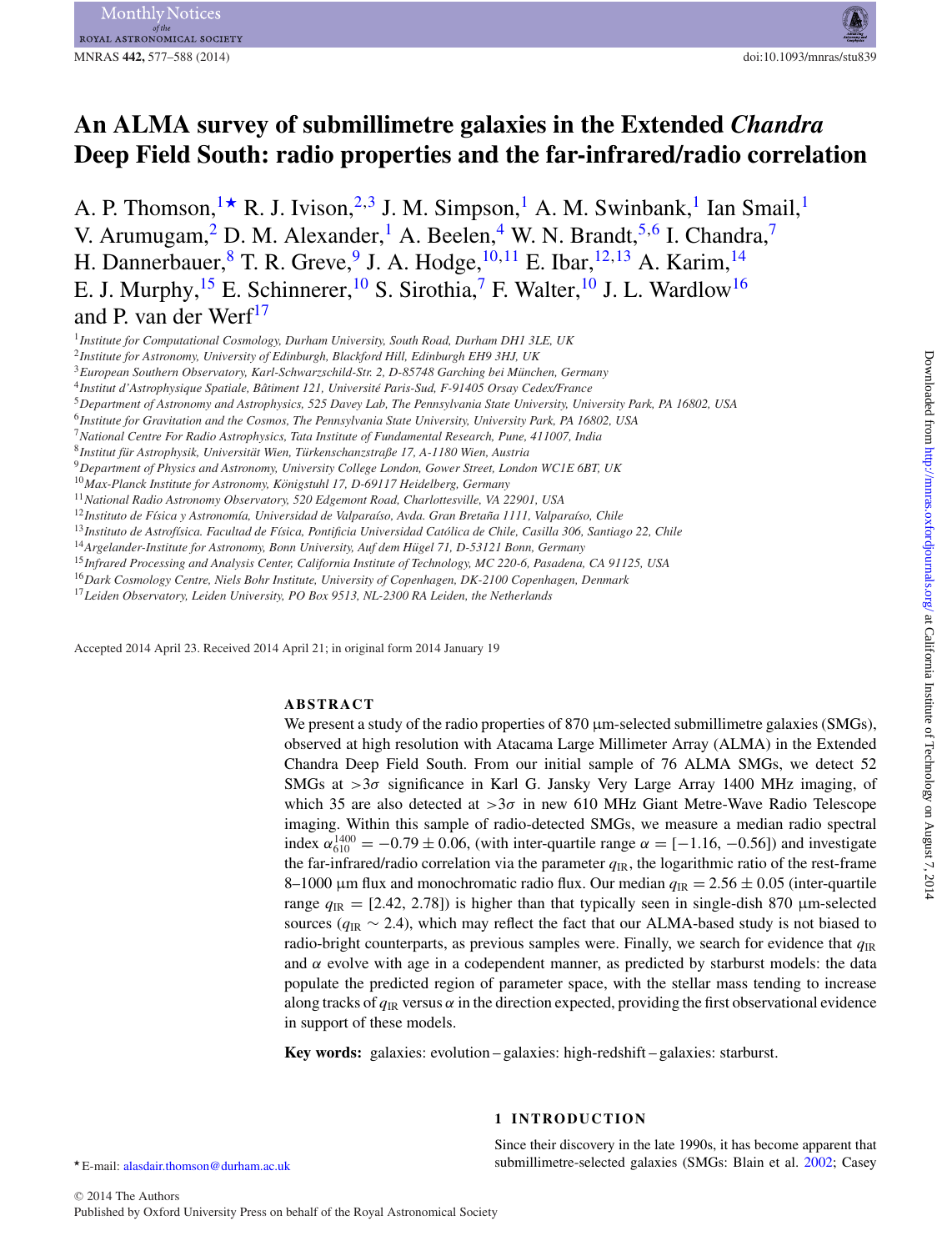# An ALMA survey of submillimetre galaxies in the Extended *Chandra* Deep Field South: radio properties and the far-infrared/radio correlation

A. P. Thomson,[1★] R. J. Ivison,[2,3] J. M. Simpson,[1] A. M. Swinbank,[1] Ian Smail,[1] V. Arumugam,[2] D. M. Alexander,[1] A. Beelen,[4] W. N. Brandt,[5,6] I. Chandra,[7] H. Dannerbauer,[8] T. R. Greve,[9] J. A. Hodge,[10,11] E. Ibar,[12,13] A. Karim,[14] E. J. Murphy,[15] E. Schinnerer,[10] S. Sirothia,[7] F. Walter,[10] J. L. Wardlow[16] and P. van der Werf[17]

[1] *Institute for Computational Cosmology, Durham University, South Road, Durham DH1 3LE, UK*
[2] *Institute for Astronomy, University of Edinburgh, Blackford Hill, Edinburgh EH9 3HJ, UK*
[3] *European Southern Observatory, Karl-Schwarzschild-Str. 2, D-85748 Garching bei München, Germany*
[4] *Institut d'Astrophysique Spatiale, Bâtiment 121, Université Paris-Sud, F-91405 Orsay Cedex/France*
[5] *Department of Astronomy and Astrophysics, 525 Davey Lab, The Pennsylvania State University, University Park, PA 16802, USA*
[6] *Institute for Gravitation and the Cosmos, The Pennsylvania State University, University Park, PA 16802, USA*
[7] *National Centre For Radio Astrophysics, Tata Institute of Fundamental Research, Pune, 411007, India*
[8] *Institut für Astrophysik, Universität Wien, Türkenschanzstraße 17, A-1180 Wien, Austria*
[9] *Department of Physics and Astronomy, University College London, Gower Street, London WC1E 6BT, UK*
[10] *Max-Planck Institute for Astronomy, Königstuhl 17, D-69117 Heidelberg, Germany*
[11] *National Radio Astronomy Observatory, 520 Edgemont Road, Charlottesville, VA 22901, USA*
[12] *Instituto de Física y Astronomía, Universidad de Valparaíso, Avda. Gran Bretaña 1111, Valparaíso, Chile*
[13] *Instituto de Astrofísica. Facultad de Física, Pontificia Universidad Católica de Chile, Casilla 306, Santiago 22, Chile*
[14] *Argelander-Institute for Astronomy, Bonn University, Auf dem Hügel 71, D-53121 Bonn, Germany*
[15] *Infrared Processing and Analysis Center, California Institute of Technology, MC 220-6, Pasadena, CA 91125, USA*
[16] *Dark Cosmology Centre, Niels Bohr Institute, University of Copenhagen, DK-2100 Copenhagen, Denmark*
[17] *Leiden Observatory, Leiden University, PO Box 9513, NL-2300 RA Leiden, the Netherlands*

Accepted 2014 April 23. Received 2014 April 21; in original form 2014 January 19

## ABSTRACT

We present a study of the radio properties of 870 μm-selected submillimetre galaxies (SMGs), observed at high resolution with Atacama Large Millimeter Array (ALMA) in the Extended Chandra Deep Field South. From our initial sample of 76 ALMA SMGs, we detect 52 SMGs at $>3\sigma$ significance in Karl G. Jansky Very Large Array 1400 MHz imaging, of which 35 are also detected at $>3\sigma$ in new 610 MHz Giant Metre-Wave Radio Telescope imaging. Within this sample of radio-detected SMGs, we measure a median radio spectral index $\alpha_{610}^{1400} = -0.79 \pm 0.06$, (with inter-quartile range $\alpha = [-1.16, -0.56]$) and investigate the far-infrared/radio correlation via the parameter $q_{\rm IR}$, the logarithmic ratio of the rest-frame 8–1000 μm flux and monochromatic radio flux. Our median $q_{\rm IR} = 2.56 \pm 0.05$ (inter-quartile range $q_{\rm IR} = [2.42, 2.78]$) is higher than that typically seen in single-dish 870 μm-selected sources ($q_{\rm IR} \sim 2.4$), which may reflect the fact that our ALMA-based study is not biased to radio-bright counterparts, as previous samples were. Finally, we search for evidence that $q_{\rm IR}$ and $\alpha$ evolve with age in a codependent manner, as predicted by starburst models: the data populate the predicted region of parameter space, with the stellar mass tending to increase along tracks of $q_{\rm IR}$ versus $\alpha$ in the direction expected, providing the first observational evidence in support of these models.

**Key words:** galaxies: evolution – galaxies: high-redshift – galaxies: starburst.

## 1 INTRODUCTION

Since their discovery in the late 1990s, it has become apparent that submillimetre-selected galaxies (SMGs: Blain et al. 2002; Casey

★ E-mail: alasdair.thomson@durham.ac.uk

© 2014 The Authors
Published by Oxford University Press on behalf of the Royal Astronomical Society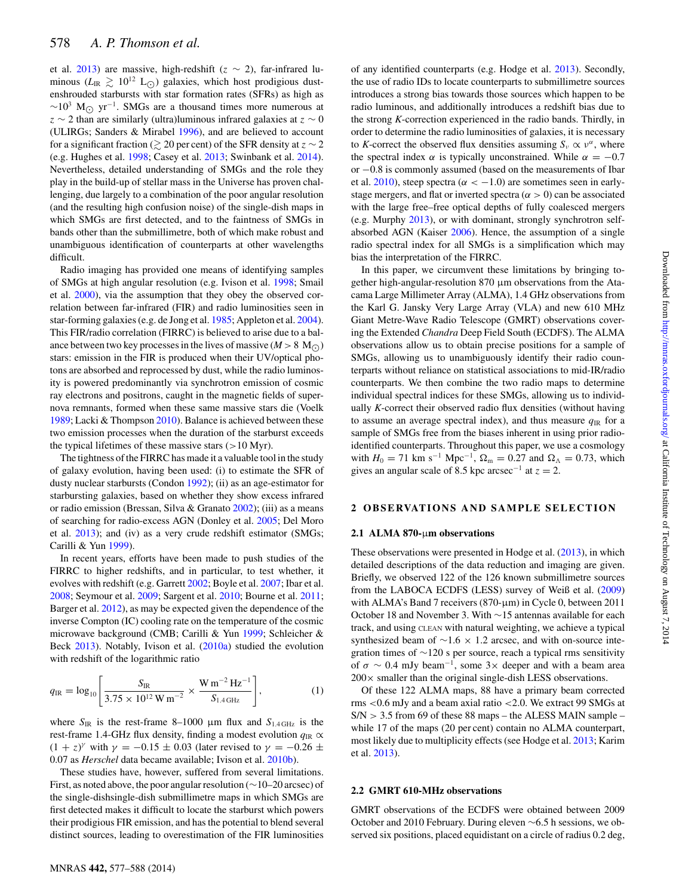et al. 2013) are massive, high-redshift ($z \sim 2$), far-infrared luminous ($L_{\rm IR} \gtrsim 10^{12}$ $L_{\odot}$) galaxies, which host prodigious dust-enshrouded starbursts with star formation rates (SFRs) as high as $\sim 10^3$ $M_{\odot}$ yr$^{-1}$. SMGs are a thousand times more numerous at $z \sim 2$ than are similarly (ultra)luminous infrared galaxies at $z \sim 0$ (ULIRGs; Sanders & Mirabel 1996), and are believed to account for a significant fraction ($\gtrsim 20$ per cent) of the SFR density at $z \sim 2$ (e.g. Hughes et al. 1998; Casey et al. 2013; Swinbank et al. 2014). Nevertheless, detailed understanding of SMGs and the role they play in the build-up of stellar mass in the Universe has proven challenging, due largely to a combination of the poor angular resolution (and the resulting high confusion noise) of the single-dish maps in which SMGs are first detected, and to the faintness of SMGs in bands other than the submillimetre, both of which make robust and unambiguous identification of counterparts at other wavelengths difficult.

Radio imaging has provided one means of identifying samples of SMGs at high angular resolution (e.g. Ivison et al. 1998; Smail et al. 2000), via the assumption that they obey the observed correlation between far-infrared (FIR) and radio luminosities seen in star-forming galaxies (e.g. de Jong et al. 1985; Appleton et al. 2004). This FIR/radio correlation (FIRRC) is believed to arise due to a balance between two key processes in the lives of massive ($M > 8$ $M_{\odot}$) stars: emission in the FIR is produced when their UV/optical photons are absorbed and reprocessed by dust, while the radio luminosity is powered predominantly via synchrotron emission of cosmic ray electrons and positrons, caught in the magnetic fields of supernova remnants, formed when these same massive stars die (Voelk 1989; Lacki & Thompson 2010). Balance is achieved between these two emission processes when the duration of the starburst exceeds the typical lifetimes of these massive stars (>10 Myr).

The tightness of the FIRRC has made it a valuable tool in the study of galaxy evolution, having been used: (i) to estimate the SFR of dusty nuclear starbursts (Condon 1992); (ii) as an age-estimator for starbursting galaxies, based on whether they show excess infrared or radio emission (Bressan, Silva & Granato 2002); (iii) as a means of searching for radio-excess AGN (Donley et al. 2005; Del Moro et al. 2013); and (iv) as a very crude redshift estimator (SMGs; Carilli & Yun 1999).

In recent years, efforts have been made to push studies of the FIRRC to higher redshifts, and in particular, to test whether, it evolves with redshift (e.g. Garrett 2002; Boyle et al. 2007; Ibar et al. 2008; Seymour et al. 2009; Sargent et al. 2010; Bourne et al. 2011; Barger et al. 2012), as may be expected given the dependence of the inverse Compton (IC) cooling rate on the temperature of the cosmic microwave background (CMB; Carilli & Yun 1999; Schleicher & Beck 2013). Notably, Ivison et al. (2010a) studied the evolution with redshift of the logarithmic ratio

$$q_{\rm IR} = \log_{10}\left[\frac{S_{\rm IR}}{3.75\times10^{12}\ {\rm W\,m^{-2}}} \times \frac{{\rm W\,m^{-2}\,Hz^{-1}}}{S_{1.4\,{\rm GHz}}}\right], \tag{1}$$

where $S_{\rm IR}$ is the rest-frame 8–1000 μm flux and $S_{1.4\,{\rm GHz}}$ is the rest-frame 1.4-GHz flux density, finding a modest evolution $q_{\rm IR} \propto (1+z)^{\gamma}$ with $\gamma = -0.15 \pm 0.03$ (later revised to $\gamma = -0.26 \pm 0.07$ as *Herschel* data became available; Ivison et al. 2010b).

These studies have, however, suffered from several limitations. First, as noted above, the poor angular resolution (~10–20 arcsec) of the single-dishsingle-dish submillimetre maps in which SMGs are first detected makes it difficult to locate the starburst which powers their prodigious FIR emission, and has the potential to blend several distinct sources, leading to overestimation of the FIR luminosities of any identified counterparts (e.g. Hodge et al. 2013). Secondly, the use of radio IDs to locate counterparts to submillimetre sources introduces a strong bias towards those sources which happen to be radio luminous, and additionally introduces a redshift bias due to the strong *K*-correction experienced in the radio bands. Thirdly, in order to determine the radio luminosities of galaxies, it is necessary to *K*-correct the observed flux densities assuming $S_{\nu} \propto \nu^{\alpha}$, where the spectral index $\alpha$ is typically unconstrained. While $\alpha = -0.7$ or $-0.8$ is commonly assumed (based on the measurements of Ibar et al. 2010), steep spectra ($\alpha < -1.0$) are sometimes seen in early-stage mergers, and flat or inverted spectra ($\alpha > 0$) can be associated with the large free–free optical depths of fully coalesced mergers (e.g. Murphy 2013), or with dominant, strongly synchrotron self-absorbed AGN (Kaiser 2006). Hence, the assumption of a single radio spectral index for all SMGs is a simplification which may bias the interpretation of the FIRRC.

In this paper, we circumvent these limitations by bringing together high-angular-resolution 870 μm observations from the Atacama Large Millimeter Array (ALMA), 1.4 GHz observations from the Karl G. Jansky Very Large Array (VLA) and new 610 MHz Giant Metre-Wave Radio Telescope (GMRT) observations covering the Extended *Chandra* Deep Field South (ECDFS). The ALMA observations allow us to obtain precise positions for a sample of SMGs, allowing us to unambiguously identify their radio counterparts without reliance on statistical associations to mid-IR/radio counterparts. We then combine the two radio maps to determine individual spectral indices for these SMGs, allowing us to individually *K*-correct their observed radio flux densities (without having to assume an average spectral index), and thus measure $q_{\rm IR}$ for a sample of SMGs free from the biases inherent in using prior radio-identified counterparts. Throughout this paper, we use a cosmology with $H_0 = 71$ km s$^{-1}$ Mpc$^{-1}$, $\Omega_{\rm m} = 0.27$ and $\Omega_{\Lambda} = 0.73$, which gives an angular scale of 8.5 kpc arcsec$^{-1}$ at $z = 2$.

## 2 OBSERVATIONS AND SAMPLE SELECTION

### 2.1 ALMA 870-μm observations

These observations were presented in Hodge et al. (2013), in which detailed descriptions of the data reduction and imaging are given. Briefly, we observed 122 of the 126 known submillimetre sources from the LABOCA ECDFS (LESS) survey of Weiß et al. (2009) with ALMA's Band 7 receivers (870-μm) in Cycle 0, between 2011 October 18 and November 3. With ~15 antennas available for each track, and using CLEAN with natural weighting, we achieve a typical synthesized beam of $\sim 1.6 \times 1.2$ arcsec, and with on-source integration times of ~120 s per source, reach a typical rms sensitivity of $\sigma \sim 0.4$ mJy beam$^{-1}$, some 3× deeper and with a beam area 200× smaller than the original single-dish LESS observations.

Of these 122 ALMA maps, 88 have a primary beam corrected rms <0.6 mJy and a beam axial ratio <2.0. We extract 99 SMGs at S/N > 3.5 from 69 of these 88 maps – the ALESS MAIN sample – while 17 of the maps (20 per cent) contain no ALMA counterpart, most likely due to multiplicity effects (see Hodge et al. 2013; Karim et al. 2013).

### 2.2 GMRT 610-MHz observations

GMRT observations of the ECDFS were obtained between 2009 October and 2010 February. During eleven ~6.5 h sessions, we observed six positions, placed equidistant on a circle of radius 0.2 deg,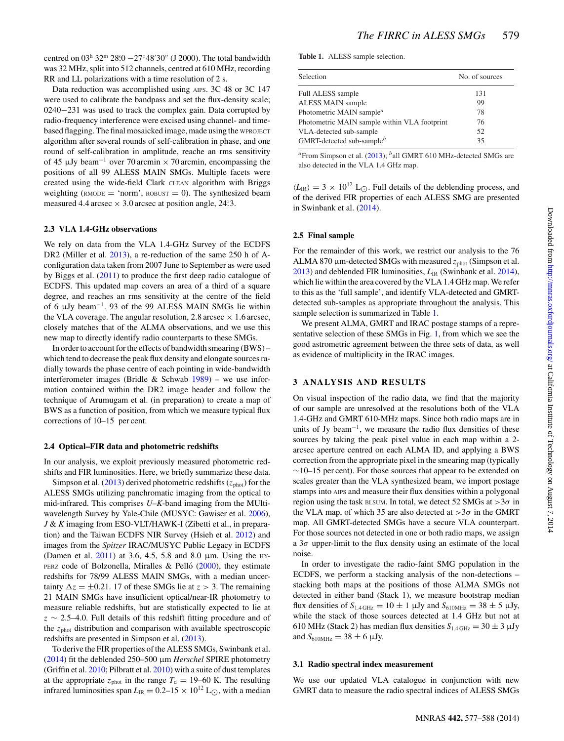centred on $03^{\rm h}\ 32^{\rm m}\ 28\overset{\rm s}{.}0\ -27°48'30''$ (J 2000). The total bandwidth was 32 MHz, split into 512 channels, centred at 610 MHz, recording RR and LL polarizations with a time resolution of 2 s.

Data reduction was accomplished using AIPS. 3C 48 or 3C 147 were used to calibrate the bandpass and set the flux-density scale; 0240−231 was used to track the complex gain. Data corrupted by radio-frequency interference were excised using channel- and time-based flagging. The final mosaicked image, made using the WPROJECT algorithm after several rounds of self-calibration in phase, and one round of self-calibration in amplitude, reache an rms sensitivity of 45 μJy beam$^{-1}$ over 70 arcmin × 70 arcmin, encompassing the positions of all 99 ALESS MAIN SMGs. Multiple facets were created using the wide-field Clark CLEAN algorithm with Briggs weighting (RMODE = 'norm', ROBUST = 0). The synthesized beam measured 4.4 arcsec × 3.0 arcsec at position angle, $24\overset{\circ}{.}3$.

### 2.3 VLA 1.4-GHz observations

We rely on data from the VLA 1.4-GHz Survey of the ECDFS DR2 (Miller et al. 2013), a re-reduction of the same 250 h of A-configuration data taken from 2007 June to September as were used by Biggs et al. (2011) to produce the first deep radio catalogue of ECDFS. This updated map covers an area of a third of a square degree, and reaches an rms sensitivity at the centre of the field of 6 μJy beam$^{-1}$. 93 of the 99 ALESS MAIN SMGs lie within the VLA coverage. The angular resolution, 2.8 arcsec × 1.6 arcsec, closely matches that of the ALMA observations, and we use this new map to directly identify radio counterparts to these SMGs.

In order to account for the effects of bandwidth smearing (BWS) – which tend to decrease the peak flux density and elongate sources radially towards the phase centre of each pointing in wide-bandwidth interferometer images (Bridle & Schwab 1989) – we use information contained within the DR2 image header and follow the technique of Arumugam et al. (in preparation) to create a map of BWS as a function of position, from which we measure typical flux corrections of 10–15 per cent.

### 2.4 Optical–FIR data and photometric redshifts

In our analysis, we exploit previously measured photometric redshifts and FIR luminosities. Here, we briefly summarize these data.

Simpson et al. (2013) derived photometric redshifts ($z_{\rm phot}$) for the ALESS SMGs utilizing panchromatic imaging from the optical to mid-infrared. This comprises *U*–*K*-band imaging from the MUlti-wavelength Survey by Yale-Chile (MUSYC: Gawiser et al. 2006), *J* & *K* imaging from ESO-VLT/HAWK-I (Zibetti et al., in preparation) and the Taiwan ECDFS NIR Survey (Hsieh et al. 2012) and images from the *Spitzer* IRAC/MUSYC Public Legacy in ECDFS (Damen et al. 2011) at 3.6, 4.5, 5.8 and 8.0 μm. Using the HYPERZ code of Bolzonella, Miralles & Pelló (2000), they estimate redshifts for 78/99 ALESS MAIN SMGs, with a median uncertainty $\Delta z = \pm 0.21$. 17 of these SMGs lie at $z > 3$. The remaining 21 MAIN SMGs have insufficient optical/near-IR photometry to measure reliable redshifts, but are statistically expected to lie at $z \sim 2.5$–4.0. Full details of this redshift fitting procedure and of the $z_{\rm phot}$ distribution and comparison with available spectroscopic redshifts are presented in Simpson et al. (2013).

To derive the FIR properties of the ALESS SMGs, Swinbank et al. (2014) fit the deblended 250–500 μm *Herschel* SPIRE photometry (Griffin et al. 2010; Pilbratt et al. 2010) with a suite of dust templates at the appropriate $z_{\rm phot}$ in the range $T_{\rm d}$ = 19–60 K. The resulting infrared luminosities span $L_{\rm IR} = 0.2$–$15 \times 10^{12}$ L$_{\odot}$, with a median $\langle L_{\rm IR}\rangle = 3 \times 10^{12}$ L$_{\odot}$. Full details of the deblending process, and of the derived FIR properties of each ALESS SMG are presented in Swinbank et al. (2014).

**Table 1.** ALESS sample selection.

| Selection | No. of sources |
|---|---|
| Full ALESS sample | 131 |
| ALESS MAIN sample | 99 |
| Photometric MAIN sample[a] | 78 |
| Photometric MAIN sample within VLA footprint | 76 |
| VLA-detected sub-sample | 52 |
| GMRT-detected sub-sample[b] | 35 |

[a]From Simpson et al. (2013); [b]all GMRT 610 MHz-detected SMGs are also detected in the VLA 1.4 GHz map.

### 2.5 Final sample

For the remainder of this work, we restrict our analysis to the 76 ALMA 870 μm-detected SMGs with measured $z_{\rm phot}$ (Simpson et al. 2013) and deblended FIR luminosities, $L_{\rm IR}$ (Swinbank et al. 2014), which lie within the area covered by the VLA 1.4 GHz map. We refer to this as the 'full sample', and identify VLA-detected and GMRT-detected sub-samples as appropriate throughout the analysis. This sample selection is summarized in Table 1.

We present ALMA, GMRT and IRAC postage stamps of a representative selection of these SMGs in Fig. 1, from which we see the good astrometric agreement between the three sets of data, as well as evidence of multiplicity in the IRAC images.

## 3 ANALYSIS AND RESULTS

On visual inspection of the radio data, we find that the majority of our sample are unresolved at the resolutions both of the VLA 1.4-GHz and GMRT 610-MHz maps. Since both radio maps are in units of Jy beam$^{-1}$, we measure the radio flux densities of these sources by taking the peak pixel value in each map within a 2-arcsec aperture centred on each ALMA ID, and applying a BWS correction from the appropriate pixel in the smearing map (typically ∼10–15 per cent). For those sources that appear to be extended on scales greater than the VLA synthesized beam, we import postage stamps into AIPS and measure their flux densities within a polygonal region using the task BLSUM. In total, we detect 52 SMGs at $>3\sigma$ in the VLA map, of which 35 are also detected at $>3\sigma$ in the GMRT map. All GMRT-detected SMGs have a secure VLA counterpart. For those sources not detected in one or both radio maps, we assign a 3σ upper-limit to the flux density using an estimate of the local noise.

In order to investigate the radio-faint SMG population in the ECDFS, we perform a stacking analysis of the non-detections – stacking both maps at the positions of those ALMA SMGs not detected in either band (Stack 1), we measure bootstrap median flux densities of $S_{1.4\,{\rm GHz}} = 10 \pm 1$ μJy and $S_{610\,{\rm MHz}} = 38 \pm 5$ μJy, while the stack of those sources detected at 1.4 GHz but not at 610 MHz (Stack 2) has median flux densities $S_{1.4\,{\rm GHz}} = 30 \pm 3$ μJy and $S_{610\,{\rm MHz}} = 38 \pm 6$ μJy.

### 3.1 Radio spectral index measurement

We use our updated VLA catalogue in conjunction with new GMRT data to measure the radio spectral indices of ALESS SMGs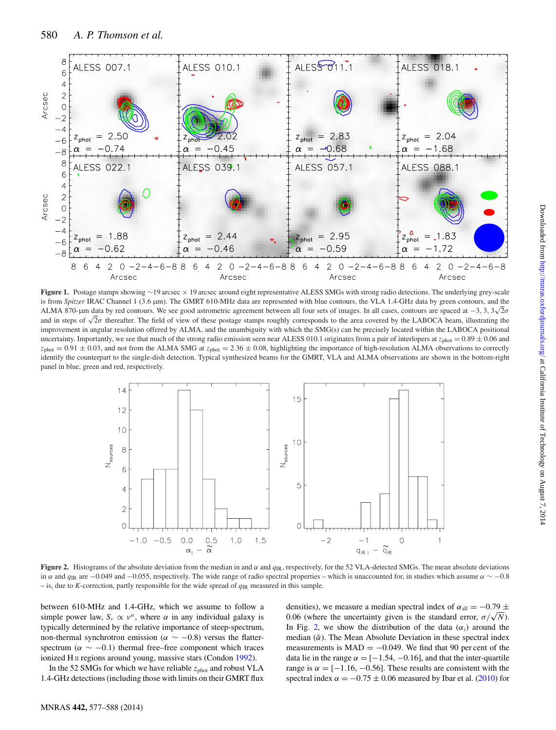**Figure 1.** Postage stamps showing ∼19 arcsec × 19 arcsec around eight representative ALESS SMGs with strong radio detections. The underlying grey-scale is from *Spitzer* IRAC Channel 1 (3.6 μm). The GMRT 610-MHz data are represented with blue contours, the VLA 1.4-GHz data by green contours, and the ALMA 870-μm data by red contours. We see good astrometric agreement between all four sets of images. In all cases, contours are spaced at −3, 3, $3\sqrt{2}\sigma$ and in steps of $\sqrt{2}\sigma$ thereafter. The field of view of these postage stamps roughly corresponds to the area covered by the LABOCA beam, illustrating the improvement in angular resolution offered by ALMA, and the unambiguity with which the SMG(s) can be precisely located within the LABOCA positional uncertainty. Importantly, we see that much of the strong radio emission seen near ALESS 010.1 originates from a pair of interlopers at $z_{\rm phot} = 0.89 \pm 0.06$ and $z_{\rm phot} = 0.91 \pm 0.03$, and not from the ALMA SMG at $z_{\rm phot} = 2.36 \pm 0.08$, highlighting the importance of high-resolution ALMA observations to correctly identify the counterpart to the single-dish detection. Typical synthesized beams for the GMRT, VLA and ALMA observations are shown in the bottom-right panel in blue, green and red, respectively.

**Figure 2.** Histograms of the absolute deviation from the median in and $\alpha$ and $q_{\rm IR}$, respectively, for the 52 VLA-detected SMGs. The mean absolute deviations in $\alpha$ and $q_{\rm IR}$ are −0.049 and −0.055, respectively. The wide range of radio spectral properties – which is unaccounted for, in studies which assume $\alpha \sim -0.8$ – is, due to *K*-correction, partly responsible for the wide spread of $q_{\rm IR}$ measured in this sample.

between 610-MHz and 1.4-GHz, which we assume to follow a simple power law, $S_\nu \propto \nu^\alpha$, where $\alpha$ in any individual galaxy is typically determined by the relative importance of steep-spectrum, non-thermal synchrotron emission ($\alpha \sim -0.8$) versus the flatter-spectrum ($\alpha \sim -0.1$) thermal free–free component which traces ionized H II regions around young, massive stars (Condon 1992).

In the 52 SMGs for which we have reliable $z_{\rm phot}$ and robust VLA 1.4-GHz detections (including those with limits on their GMRT flux densities), we measure a median spectral index of $\alpha_{\rm all} = -0.79 \pm 0.06$ (where the uncertainty given is the standard error, $\sigma/\sqrt{N}$). In Fig. 2, we show the distribution of the data ($\alpha_i$) around the median ($\tilde{\alpha}$). The Mean Absolute Deviation in these spectral index measurements is MAD = −0.049. We find that 90 per cent of the data lie in the range $\alpha = [-1.54, -0.16]$, and that the inter-quartile range is $\alpha = [-1.16, -0.56]$. These results are consistent with the spectral index $\alpha = -0.75 \pm 0.06$ measured by Ibar et al. (2010) for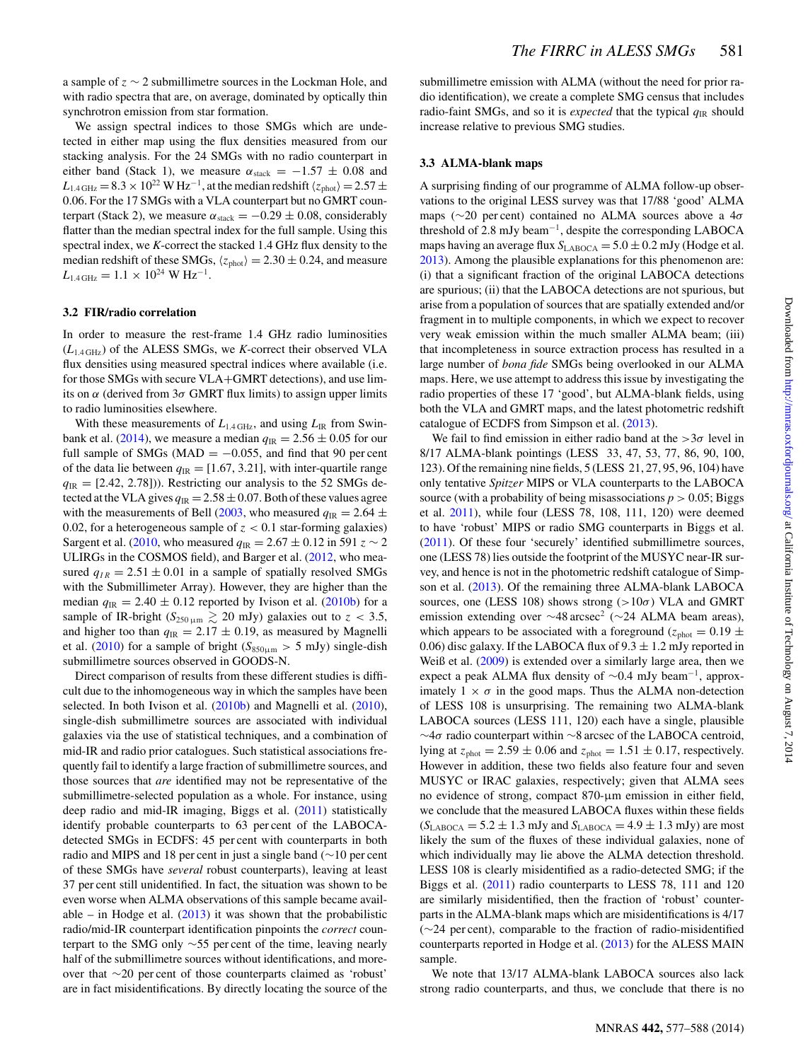a sample of $z \sim 2$ submillimetre sources in the Lockman Hole, and with radio spectra that are, on average, dominated by optically thin synchrotron emission from star formation.

We assign spectral indices to those SMGs which are undetected in either map using the flux densities measured from our stacking analysis. For the 24 SMGs with no radio counterpart in either band (Stack 1), we measure $\alpha_{\rm stack} = -1.57 \pm 0.08$ and $L_{1.4\,\rm GHz} = 8.3 \times 10^{22}$ W Hz$^{-1}$, at the median redshift $\langle z_{\rm phot} \rangle = 2.57 \pm 0.06$. For the 17 SMGs with a VLA counterpart but no GMRT counterpart (Stack 2), we measure $\alpha_{\rm stack} = -0.29 \pm 0.08$, considerably flatter than the median spectral index for the full sample. Using this spectral index, we *K*-correct the stacked 1.4 GHz flux density to the median redshift of these SMGs, $\langle z_{\rm phot} \rangle = 2.30 \pm 0.24$, and measure $L_{1.4\,\rm GHz} = 1.1 \times 10^{24}$ W Hz$^{-1}$.

### 3.2 FIR/radio correlation

In order to measure the rest-frame 1.4 GHz radio luminosities ($L_{1.4\,\rm GHz}$) of the ALESS SMGs, we *K*-correct their observed VLA flux densities using measured spectral indices where available (i.e. for those SMGs with secure VLA+GMRT detections), and use limits on $\alpha$ (derived from $3\sigma$ GMRT flux limits) to assign upper limits to radio luminosities elsewhere.

With these measurements of $L_{1.4\,\rm GHz}$, and using $L_{\rm IR}$ from Swinbank et al. (2014), we measure a median $q_{\rm IR} = 2.56 \pm 0.05$ for our full sample of SMGs (MAD $= -0.055$, and find that 90 per cent of the data lie between $q_{\rm IR} = [1.67, 3.21]$, with inter-quartile range $q_{\rm IR} = [2.42, 2.78]$)). Restricting our analysis to the 52 SMGs detected at the VLA gives $q_{\rm IR} = 2.58 \pm 0.07$. Both of these values agree with the measurements of Bell (2003, who measured $q_{\rm IR} = 2.64 \pm 0.02$, for a heterogeneous sample of $z < 0.1$ star-forming galaxies) Sargent et al. (2010, who measured $q_{\rm IR} = 2.67 \pm 0.12$ in 591 $z \sim 2$ ULIRGs in the COSMOS field), and Barger et al. (2012, who measured $q_{IR} = 2.51 \pm 0.01$ in a sample of spatially resolved SMGs with the Submillimeter Array). However, they are higher than the median $q_{\rm IR} = 2.40 \pm 0.12$ reported by Ivison et al. (2010b) for a sample of IR-bright ($S_{250\,\mu\rm m} \gtrsim 20$ mJy) galaxies out to $z < 3.5$, and higher too than $q_{\rm IR} = 2.17 \pm 0.19$, as measured by Magnelli et al. (2010) for a sample of bright ($S_{850\,\mu\rm m} > 5$ mJy) single-dish submillimetre sources observed in GOODS-N.

Direct comparison of results from these different studies is difficult due to the inhomogeneous way in which the samples have been selected. In both Ivison et al. (2010b) and Magnelli et al. (2010), single-dish submillimetre sources are associated with individual galaxies via the use of statistical techniques, and a combination of mid-IR and radio prior catalogues. Such statistical associations frequently fail to identify a large fraction of submillimetre sources, and those sources that *are* identified may not be representative of the submillimetre-selected population as a whole. For instance, using deep radio and mid-IR imaging, Biggs et al. (2011) statistically identify probable counterparts to 63 per cent of the LABOCA-detected SMGs in ECDFS: 45 per cent with counterparts in both radio and MIPS and 18 per cent in just a single band (~10 per cent of these SMGs have *several* robust counterparts), leaving at least 37 per cent still unidentified. In fact, the situation was shown to be even worse when ALMA observations of this sample became available – in Hodge et al. (2013) it was shown that the probabilistic radio/mid-IR counterpart identification pinpoints the *correct* counterpart to the SMG only ~55 per cent of the time, leaving nearly half of the submillimetre sources without identifications, and moreover that ~20 per cent of those counterparts claimed as 'robust' are in fact misidentifications. By directly locating the source of the submillimetre emission with ALMA (without the need for prior radio identification), we create a complete SMG census that includes radio-faint SMGs, and so it is *expected* that the typical $q_{\rm IR}$ should increase relative to previous SMG studies.

### 3.3 ALMA-blank maps

A surprising finding of our programme of ALMA follow-up observations to the original LESS survey was that 17/88 'good' ALMA maps (~20 per cent) contained no ALMA sources above a $4\sigma$ threshold of 2.8 mJy beam$^{-1}$, despite the corresponding LABOCA maps having an average flux $S_{\rm LABOCA} = 5.0 \pm 0.2$ mJy (Hodge et al. 2013). Among the plausible explanations for this phenomenon are: (i) that a significant fraction of the original LABOCA detections are spurious; (ii) that the LABOCA detections are not spurious, but arise from a population of sources that are spatially extended and/or fragment in to multiple components, in which we expect to recover very weak emission within the much smaller ALMA beam; (iii) that incompleteness in source extraction process has resulted in a large number of *bona fide* SMGs being overlooked in our ALMA maps. Here, we use attempt to address this issue by investigating the radio properties of these 17 'good', but ALMA-blank fields, using both the VLA and GMRT maps, and the latest photometric redshift catalogue of ECDFS from Simpson et al. (2013).

We fail to find emission in either radio band at the $>3\sigma$ level in 8/17 ALMA-blank pointings (LESS 33, 47, 53, 77, 86, 90, 100, 123). Of the remaining nine fields, 5 (LESS 21, 27, 95, 96, 104) have only tentative *Spitzer* MIPS or VLA counterparts to the LABOCA source (with a probability of being misassociations $p > 0.05$; Biggs et al. 2011), while four (LESS 78, 108, 111, 120) were deemed to have 'robust' MIPS or radio SMG counterparts in Biggs et al. (2011). Of these four 'securely' identified submillimetre sources, one (LESS 78) lies outside the footprint of the MUSYC near-IR survey, and hence is not in the photometric redshift catalogue of Simpson et al. (2013). Of the remaining three ALMA-blank LABOCA sources, one (LESS 108) shows strong ($>10\sigma$) VLA and GMRT emission extending over ~48 arcsec$^2$ (~24 ALMA beam areas), which appears to be associated with a foreground ($z_{\rm phot} = 0.19 \pm 0.06$) disc galaxy. If the LABOCA flux of $9.3 \pm 1.2$ mJy reported in Weiß et al. (2009) is extended over a similarly large area, then we expect a peak ALMA flux density of ~0.4 mJy beam$^{-1}$, approximately $1 \times \sigma$ in the good maps. Thus the ALMA non-detection of LESS 108 is unsurprising. The remaining two ALMA-blank LABOCA sources (LESS 111, 120) each have a single, plausible ~$4\sigma$ radio counterpart within ~8 arcsec of the LABOCA centroid, lying at $z_{\rm phot} = 2.59 \pm 0.06$ and $z_{\rm phot} = 1.51 \pm 0.17$, respectively. However in addition, these two fields also feature four and seven MUSYC or IRAC galaxies, respectively; given that ALMA sees no evidence of strong, compact 870-µm emission in either field, we conclude that the measured LABOCA fluxes within these fields ($S_{\rm LABOCA} = 5.2 \pm 1.3$ mJy and $S_{\rm LABOCA} = 4.9 \pm 1.3$ mJy) are most likely the sum of the fluxes of these individual galaxies, none of which individually may lie above the ALMA detection threshold. LESS 108 is clearly misidentified as a radio-detected SMG; if the Biggs et al. (2011) radio counterparts to LESS 78, 111 and 120 are similarly misidentified, then the fraction of 'robust' counterparts in the ALMA-blank maps which are misidentifications is 4/17 (~24 per cent), comparable to the fraction of radio-misidentified counterparts reported in Hodge et al. (2013) for the ALESS MAIN sample.

We note that 13/17 ALMA-blank LABOCA sources also lack strong radio counterparts, and thus, we conclude that there is no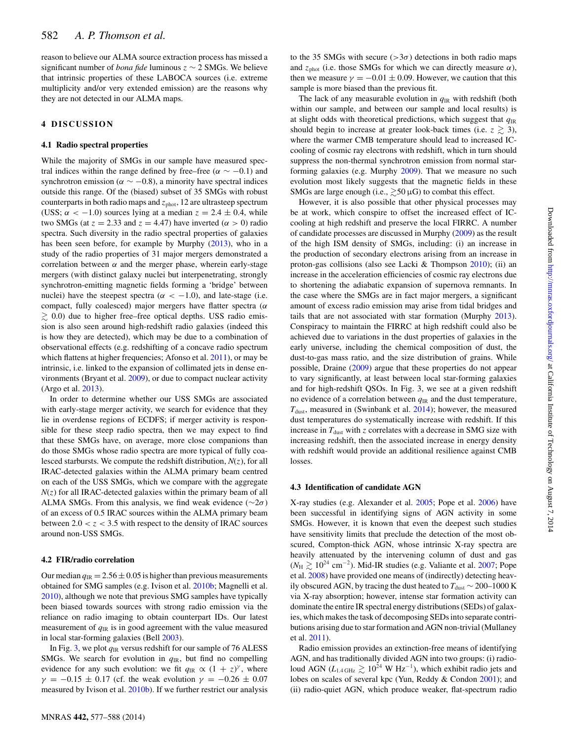reason to believe our ALMA source extraction process has missed a significant number of *bona fide* luminous $z \sim 2$ SMGs. We believe that intrinsic properties of these LABOCA sources (i.e. extreme multiplicity and/or very extended emission) are the reasons why they are not detected in our ALMA maps.

## 4 DISCUSSION

### 4.1 Radio spectral properties

While the majority of SMGs in our sample have measured spectral indices within the range defined by free–free ($\alpha \sim -0.1$) and synchrotron emission ($\alpha \sim -0.8$), a minority have spectral indices outside this range. Of the (biased) subset of 35 SMGs with robust counterparts in both radio maps and $z_{\rm phot}$, 12 are ultrasteep spectrum (USS; $\alpha < -1.0$) sources lying at a median $z = 2.4 \pm 0.4$, while two SMGs (at $z = 2.33$ and $z = 4.47$) have inverted ($\alpha > 0$) radio spectra. Such diversity in the radio spectral properties of galaxies has been seen before, for example by Murphy (2013), who in a study of the radio properties of 31 major mergers demonstrated a correlation between $\alpha$ and the merger phase, wherein early-stage mergers (with distinct galaxy nuclei but interpenetrating, strongly synchrotron-emitting magnetic fields forming a 'bridge' between nuclei) have the steepest spectra ($\alpha < -1.0$), and late-stage (i.e. compact, fully coalesced) major mergers have flatter spectra ($\alpha \gtrsim 0.0$) due to higher free–free optical depths. USS radio emission is also seen around high-redshift radio galaxies (indeed this is how they are detected), which may be due to a combination of observational effects (e.g. redshifting of a concave radio spectrum which flattens at higher frequencies; Afonso et al. 2011), or may be intrinsic, i.e. linked to the expansion of collimated jets in dense environments (Bryant et al. 2009), or due to compact nuclear activity (Argo et al. 2013).

In order to determine whether our USS SMGs are associated with early-stage merger activity, we search for evidence that they lie in overdense regions of ECDFS; if merger activity is responsible for these steep radio spectra, then we may expect to find that these SMGs have, on average, more close companions than do those SMGs whose radio spectra are more typical of fully coalesced starbursts. We compute the redshift distribution, $N(z)$, for all IRAC-detected galaxies within the ALMA primary beam centred on each of the USS SMGs, which we compare with the aggregate $N(z)$ for all IRAC-detected galaxies within the primary beam of all ALMA SMGs. From this analysis, we find weak evidence ($\sim 2\sigma$) of an excess of 0.5 IRAC sources within the ALMA primary beam between $2.0 < z < 3.5$ with respect to the density of IRAC sources around non-USS SMGs.

### 4.2 FIR/radio correlation

Our median $q_{\rm IR} = 2.56 \pm 0.05$ is higher than previous measurements obtained for SMG samples (e.g. Ivison et al. 2010b; Magnelli et al. 2010), although we note that previous SMG samples have typically been biased towards sources with strong radio emission via the reliance on radio imaging to obtain counterpart IDs. Our latest measurement of $q_{\rm IR}$ is in good agreement with the value measured in local star-forming galaxies (Bell 2003).

In Fig. 3, we plot $q_{\rm IR}$ versus redshift for our sample of 76 ALESS SMGs. We search for evolution in $q_{\rm IR}$, but find no compelling evidence for any such evolution: we fit $q_{\rm IR} \propto (1 + z)^{\gamma}$, where $\gamma = -0.15 \pm 0.17$ (cf. the weak evolution $\gamma = -0.26 \pm 0.07$ measured by Ivison et al. 2010b). If we further restrict our analysis to the 35 SMGs with secure ($>3\sigma$) detections in both radio maps and $z_{\rm phot}$ (i.e. those SMGs for which we can directly measure $\alpha$), then we measure $\gamma = -0.01 \pm 0.09$. However, we caution that this sample is more biased than the previous fit.

The lack of any measurable evolution in $q_{\rm IR}$ with redshift (both within our sample, and between our sample and local results) is at slight odds with theoretical predictions, which suggest that $q_{\rm IR}$ should begin to increase at greater look-back times (i.e. $z \gtrsim 3$), where the warmer CMB temperature should lead to increased IC-cooling of cosmic ray electrons with redshift, which in turn should suppress the non-thermal synchrotron emission from normal star-forming galaxies (e.g. Murphy 2009). That we measure no such evolution most likely suggests that the magnetic fields in these SMGs are large enough (i.e., $\gtrsim$50 μG) to combat this effect.

However, it is also possible that other physical processes may be at work, which conspire to offset the increased effect of IC-cooling at high redshift and preserve the local FIRRC. A number of candidate processes are discussed in Murphy (2009) as the result of the high ISM density of SMGs, including: (i) an increase in the production of secondary electrons arising from an increase in proton-gas collisions (also see Lacki & Thompson 2010); (ii) an increase in the acceleration efficiencies of cosmic ray electrons due to shortening the adiabatic expansion of supernova remnants. In the case where the SMGs are in fact major mergers, a significant amount of excess radio emission may arise from tidal bridges and tails that are not associated with star formation (Murphy 2013). Conspiracy to maintain the FIRRC at high redshift could also be achieved due to variations in the dust properties of galaxies in the early universe, including the chemical composition of dust, the dust-to-gas mass ratio, and the size distribution of grains. While possible, Draine (2009) argue that these properties do not appear to vary significantly, at least between local star-forming galaxies and for high-redshift QSOs. In Fig. 3, we see at a given redshift no evidence of a correlation between $q_{\rm IR}$ and the dust temperature, $T_{\rm dust}$, measured in (Swinbank et al. 2014); however, the measured dust temperatures do systematically increase with redshift. If this increase in $T_{\rm dust}$ with $z$ correlates with a decrease in SMG size with increasing redshift, then the associated increase in energy density with redshift would provide an additional resilience against CMB losses.

### 4.3 Identification of candidate AGN

X-ray studies (e.g. Alexander et al. 2005; Pope et al. 2006) have been successful in identifying signs of AGN activity in some SMGs. However, it is known that even the deepest such studies have sensitivity limits that preclude the detection of the most obscured, Compton-thick AGN, whose intrinsic X-ray spectra are heavily attenuated by the intervening column of dust and gas ($N_{\rm H} \gtrsim 10^{24}$ cm$^{-2}$). Mid-IR studies (e.g. Valiante et al. 2007; Pope et al. 2008) have provided one means of (indirectly) detecting heavily obscured AGN, by tracing the dust heated to $T_{\rm dust} \sim 200$–1000 K via X-ray absorption; however, intense star formation activity can dominate the entire IR spectral energy distributions (SEDs) of galaxies, which makes the task of decomposing SEDs into separate contributions arising due to star formation and AGN non-trivial (Mullaney et al. 2011).

Radio emission provides an extinction-free means of identifying AGN, and has traditionally divided AGN into two groups: (i) radio-loud AGN ($L_{\rm 1.4\,GHz} \gtrsim 10^{24}$ W Hz$^{-1}$), which exhibit radio jets and lobes on scales of several kpc (Yun, Reddy & Condon 2001); and (ii) radio-quiet AGN, which produce weaker, flat-spectrum radio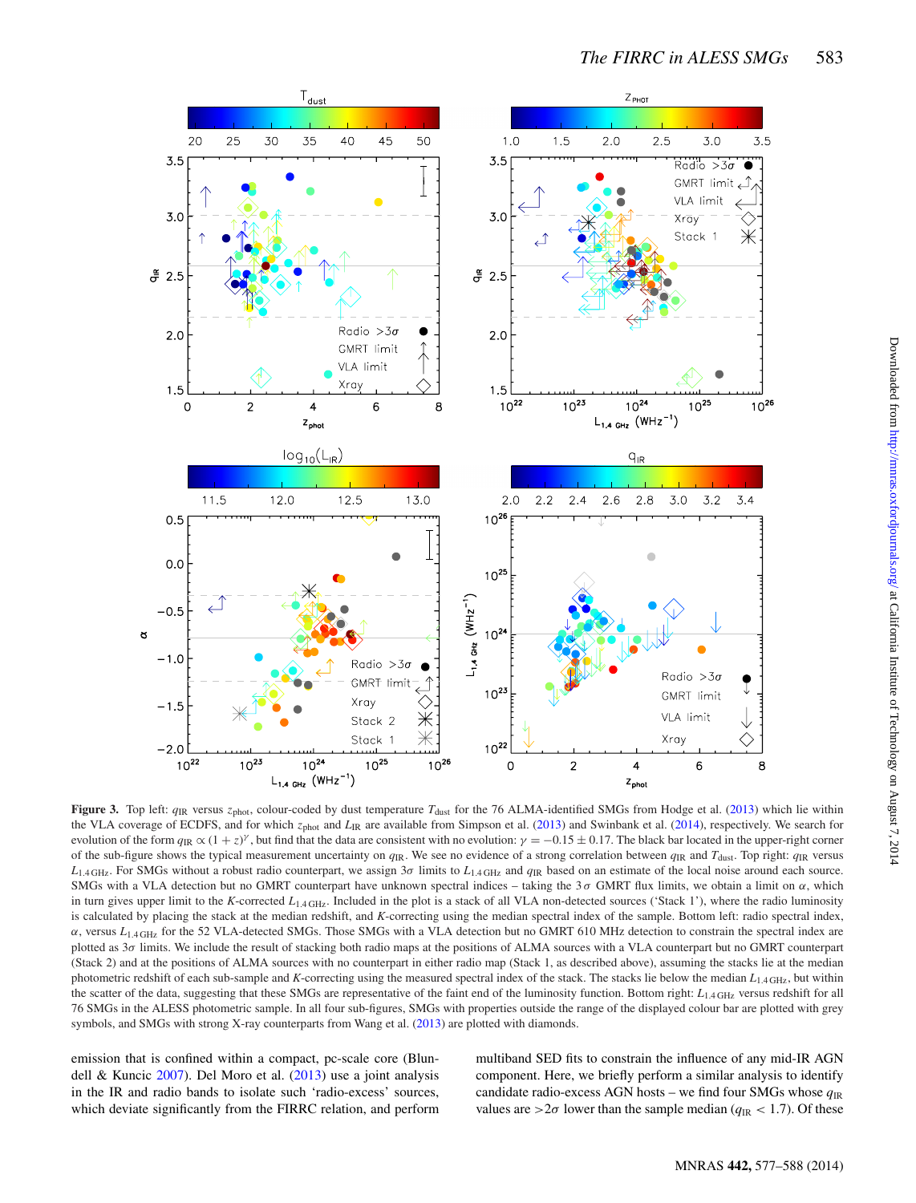**Figure 3.** Top left: $q_{\rm IR}$ versus $z_{\rm phot}$, colour-coded by dust temperature $T_{\rm dust}$ for the 76 ALMA-identified SMGs from Hodge et al. (2013) which lie within the VLA coverage of ECDFS, and for which $z_{\rm phot}$ and $L_{\rm IR}$ are available from Simpson et al. (2013) and Swinbank et al. (2014), respectively. We search for evolution of the form $q_{\rm IR} \propto (1+z)^{\gamma}$, but find that the data are consistent with no evolution: $\gamma = -0.15 \pm 0.17$. The black bar located in the upper-right corner of the sub-figure shows the typical measurement uncertainty on $q_{\rm IR}$. We see no evidence of a strong correlation between $q_{\rm IR}$ and $T_{\rm dust}$. Top right: $q_{\rm IR}$ versus $L_{1.4\,{\rm GHz}}$. For SMGs without a robust radio counterpart, we assign $3\sigma$ limits to $L_{1.4\,{\rm GHz}}$ and $q_{\rm IR}$ based on an estimate of the local noise around each source. SMGs with a VLA detection but no GMRT counterpart have unknown spectral indices – taking the $3\sigma$ GMRT flux limits, we obtain a limit on $\alpha$, which in turn gives upper limit to the *K*-corrected $L_{1.4\,{\rm GHz}}$. Included in the plot is a stack of all VLA non-detected sources ('Stack 1'), where the radio luminosity is calculated by placing the stack at the median redshift, and *K*-correcting using the median spectral index of the sample. Bottom left: radio spectral index, $\alpha$, versus $L_{1.4\,{\rm GHz}}$ for the 52 VLA-detected SMGs. Those SMGs with a VLA detection but no GMRT 610 MHz detection to constrain the spectral index are plotted as $3\sigma$ limits. We include the result of stacking both radio maps at the positions of ALMA sources with a VLA counterpart but no GMRT counterpart (Stack 2) and at the positions of ALMA sources with no counterpart in either radio map (Stack 1, as described above), assuming the stacks lie at the median photometric redshift of each sub-sample and *K*-correcting using the measured spectral index of the stack. The stacks lie below the median $L_{1.4\,{\rm GHz}}$, but within the scatter of the data, suggesting that these SMGs are representative of the faint end of the luminosity function. Bottom right: $L_{1.4\,{\rm GHz}}$ versus redshift for all 76 SMGs in the ALESS photometric sample. In all four sub-figures, SMGs with properties outside the range of the displayed colour bar are plotted with grey symbols, and SMGs with strong X-ray counterparts from Wang et al. (2013) are plotted with diamonds.

emission that is confined within a compact, pc-scale core (Blundell & Kuncic 2007). Del Moro et al. (2013) use a joint analysis in the IR and radio bands to isolate such 'radio-excess' sources, which deviate significantly from the FIRRC relation, and perform multiband SED fits to constrain the influence of any mid-IR AGN component. Here, we briefly perform a similar analysis to identify candidate radio-excess AGN hosts – we find four SMGs whose $q_{\rm IR}$ values are $>2\sigma$ lower than the sample median ($q_{\rm IR} < 1.7$). Of these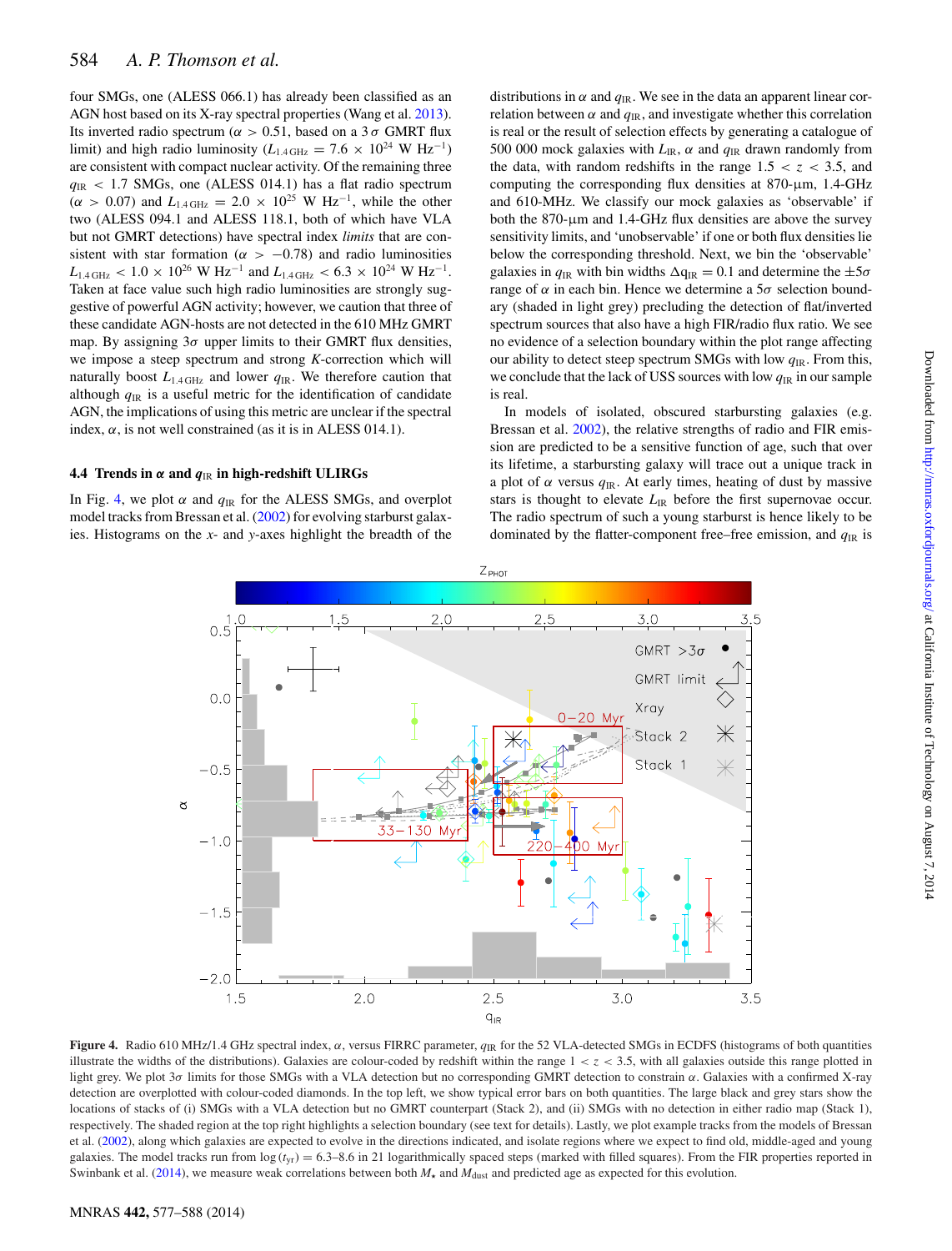four SMGs, one (ALESS 066.1) has already been classified as an AGN host based on its X-ray spectral properties (Wang et al. 2013). Its inverted radio spectrum ($\alpha > 0.51$, based on a $3\,\sigma$ GMRT flux limit) and high radio luminosity ($L_{1.4\,\mathrm{GHz}} = 7.6 \times 10^{24}$ W Hz$^{-1}$) are consistent with compact nuclear activity. Of the remaining three $q_{\mathrm{IR}} < 1.7$ SMGs, one (ALESS 014.1) has a flat radio spectrum ($\alpha > 0.07$) and $L_{1.4\,\mathrm{GHz}} = 2.0 \times 10^{25}$ W Hz$^{-1}$, while the other two (ALESS 094.1 and ALESS 118.1, both of which have VLA but not GMRT detections) have spectral index *limits* that are consistent with star formation ($\alpha > -0.78$) and radio luminosities $L_{1.4\,\mathrm{GHz}} < 1.0 \times 10^{26}$ W Hz$^{-1}$ and $L_{1.4\,\mathrm{GHz}} < 6.3 \times 10^{24}$ W Hz$^{-1}$. Taken at face value such high radio luminosities are strongly suggestive of powerful AGN activity; however, we caution that three of these candidate AGN-hosts are not detected in the 610 MHz GMRT map. By assigning $3\sigma$ upper limits to their GMRT flux densities, we impose a steep spectrum and strong $K$-correction which will naturally boost $L_{1.4\,\mathrm{GHz}}$ and lower $q_{\mathrm{IR}}$. We therefore caution that although $q_{\mathrm{IR}}$ is a useful metric for the identification of candidate AGN, the implications of using this metric are unclear if the spectral index, $\alpha$, is not well constrained (as it is in ALESS 014.1).

### 4.4 Trends in $\alpha$ and $q_{\mathrm{IR}}$ in high-redshift ULIRGs

In Fig. 4, we plot $\alpha$ and $q_{\mathrm{IR}}$ for the ALESS SMGs, and overplot model tracks from Bressan et al. (2002) for evolving starburst galaxies. Histograms on the $x$- and $y$-axes highlight the breadth of the distributions in $\alpha$ and $q_{\mathrm{IR}}$. We see in the data an apparent linear correlation between $\alpha$ and $q_{\mathrm{IR}}$, and investigate whether this correlation is real or the result of selection effects by generating a catalogue of 500 000 mock galaxies with $L_{\mathrm{IR}}$, $\alpha$ and $q_{\mathrm{IR}}$ drawn randomly from the data, with random redshifts in the range $1.5 < z < 3.5$, and computing the corresponding flux densities at 870-μm, 1.4-GHz and 610-MHz. We classify our mock galaxies as 'observable' if both the 870-μm and 1.4-GHz flux densities are above the survey sensitivity limits, and 'unobservable' if one or both flux densities lie below the corresponding threshold. Next, we bin the 'observable' galaxies in $q_{\mathrm{IR}}$ with bin widths $\Delta q_{\mathrm{IR}} = 0.1$ and determine the $\pm 5\sigma$ range of $\alpha$ in each bin. Hence we determine a $5\sigma$ selection boundary (shaded in light grey) precluding the detection of flat/inverted spectrum sources that also have a high FIR/radio flux ratio. We see no evidence of a selection boundary within the plot range affecting our ability to detect steep spectrum SMGs with low $q_{\mathrm{IR}}$. From this, we conclude that the lack of USS sources with low $q_{\mathrm{IR}}$ in our sample is real.

In models of isolated, obscured starbursting galaxies (e.g. Bressan et al. 2002), the relative strengths of radio and FIR emission are predicted to be a sensitive function of age, such that over its lifetime, a starbursting galaxy will trace out a unique track in a plot of $\alpha$ versus $q_{\mathrm{IR}}$. At early times, heating of dust by massive stars is thought to elevate $L_{\mathrm{IR}}$ before the first supernovae occur. The radio spectrum of such a young starburst is hence likely to be dominated by the flatter-component free–free emission, and $q_{\mathrm{IR}}$ is

**Figure 4.** Radio 610 MHz/1.4 GHz spectral index, $\alpha$, versus FIRRC parameter, $q_{\mathrm{IR}}$ for the 52 VLA-detected SMGs in ECDFS (histograms of both quantities illustrate the widths of the distributions). Galaxies are colour-coded by redshift within the range $1 < z < 3.5$, with all galaxies outside this range plotted in light grey. We plot $3\sigma$ limits for those SMGs with a VLA detection but no corresponding GMRT detection to constrain $\alpha$. Galaxies with a confirmed X-ray detection are overplotted with colour-coded diamonds. In the top left, we show typical error bars on both quantities. The large black and grey stars show the locations of stacks of (i) SMGs with a VLA detection but no GMRT counterpart (Stack 2), and (ii) SMGs with no detection in either radio map (Stack 1), respectively. The shaded region at the top right highlights a selection boundary (see text for details). Lastly, we plot example tracks from the models of Bressan et al. (2002), along which galaxies are expected to evolve in the directions indicated, and isolate regions where we expect to find old, middle-aged and young galaxies. The model tracks run from $\log(t_{\mathrm{yr}}) = 6.3$–$8.6$ in 21 logarithmically spaced steps (marked with filled squares). From the FIR properties reported in Swinbank et al. (2014), we measure weak correlations between both $M_{\star}$ and $M_{\mathrm{dust}}$ and predicted age as expected for this evolution.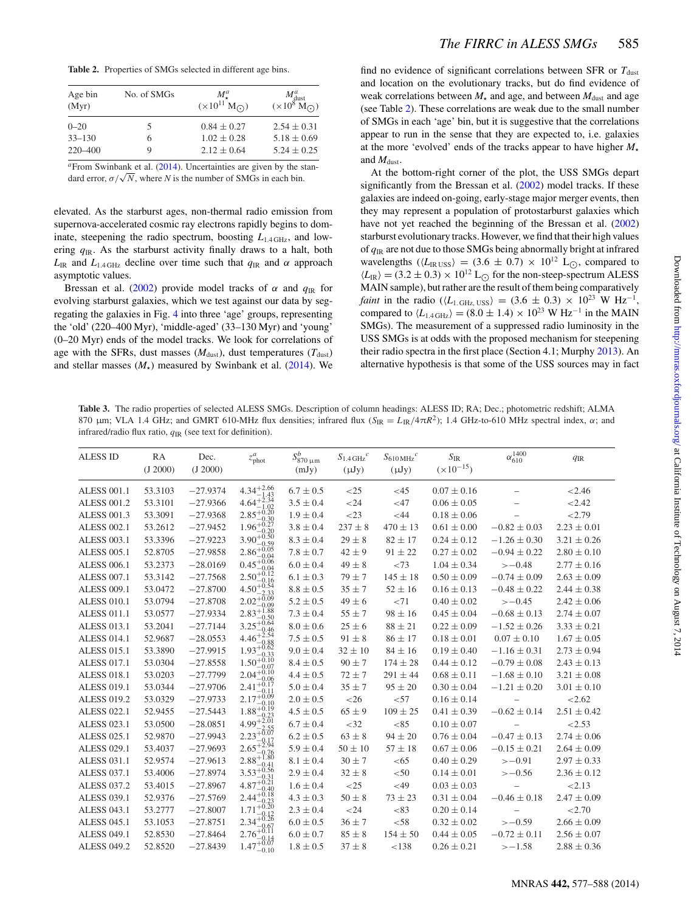**Table 2.** Properties of SMGs selected in different age bins.

| Age bin (Myr) | No. of SMGs | $M_{\star}^{a}$ ($\times 10^{11}$ M$_{\odot}$) | $M_{\rm dust}^{a}$ ($\times 10^{8}$ M$_{\odot}$) |
|---|---|---|---|
| 0–20 | 5 | $0.84 \pm 0.27$ | $2.54 \pm 0.31$ |
| 33–130 | 6 | $1.02 \pm 0.28$ | $5.18 \pm 0.69$ |
| 220–400 | 9 | $2.12 \pm 0.64$ | $5.24 \pm 0.25$ |

$^{a}$From Swinbank et al. (2014). Uncertainties are given by the standard error, $\sigma/\sqrt{N}$, where $N$ is the number of SMGs in each bin.

elevated. As the starburst ages, non-thermal radio emission from supernova-accelerated cosmic ray electrons rapidly begins to dominate, steepening the radio spectrum, boosting $L_{1.4\,{\rm GHz}}$, and lowering $q_{\rm IR}$. As the starburst activity finally draws to a halt, both $L_{\rm IR}$ and $L_{1.4\,{\rm GHz}}$ decline over time such that $q_{\rm IR}$ and $\alpha$ approach asymptotic values.

Bressan et al. (2002) provide model tracks of $\alpha$ and $q_{\rm IR}$ for evolving starburst galaxies, which we test against our data by segregating the galaxies in Fig. 4 into three 'age' groups, representing the 'old' (220–400 Myr), 'middle-aged' (33–130 Myr) and 'young' (0–20 Myr) ends of the model tracks. We look for correlations of age with the SFRs, dust masses ($M_{\rm dust}$), dust temperatures ($T_{\rm dust}$) and stellar masses ($M_{\star}$) measured by Swinbank et al. (2014). We find no evidence of significant correlations between SFR or $T_{\rm dust}$ and location on the evolutionary tracks, but do find evidence of weak correlations between $M_{\star}$ and age, and between $M_{\rm dust}$ and age (see Table 2). These correlations are weak due to the small number of SMGs in each 'age' bin, but it is suggestive that the correlations appear to run in the sense that they are expected to, i.e. galaxies at the more 'evolved' ends of the tracks appear to have higher $M_{\star}$ and $M_{\rm dust}$.

At the bottom-right corner of the plot, the USS SMGs depart significantly from the Bressan et al. (2002) model tracks. If these galaxies are indeed on-going, early-stage major merger events, then they may represent a population of protostarburst galaxies which have not yet reached the beginning of the Bressan et al. (2002) starburst evolutionary tracks. However, we find that their high values of $q_{\rm IR}$ are not due to those SMGs being abnormally bright at infrared wavelengths ($\langle L_{\rm IR\,USS}\rangle = (3.6 \pm 0.7) \times 10^{12}$ L$_{\odot}$, compared to $\langle L_{\rm IR}\rangle = (3.2 \pm 0.3) \times 10^{12}$ L$_{\odot}$ for the non-steep-spectrum ALESS MAIN sample), but rather are the result of them being comparatively *faint* in the radio ($\langle L_{1.\,{\rm GHz,\,USS}}\rangle = (3.6 \pm 0.3) \times 10^{23}$ W Hz$^{-1}$, compared to $\langle L_{1.4\,{\rm GHz}}\rangle = (8.0 \pm 1.4) \times 10^{23}$ W Hz$^{-1}$ in the MAIN SMGs). The measurement of a suppressed radio luminosity in the USS SMGs is at odds with the proposed mechanism for steepening their radio spectra in the first place (Section 4.1; Murphy 2013). An alternative hypothesis is that some of the USS sources may in fact

**Table 3.** The radio properties of selected ALESS SMGs. Description of column headings: ALESS ID; RA; Dec.; photometric redshift; ALMA 870 µm; VLA 1.4 GHz; and GMRT 610-MHz flux densities; infrared flux ($S_{\rm IR} = L_{\rm IR}/4\pi R^2$); 1.4 GHz-to-610 MHz spectral index, $\alpha$; and infrared/radio flux ratio, $q_{\rm IR}$ (see text for definition).

| ALESS ID | RA (J 2000) | Dec. (J 2000) | $z_{\rm phot}^{a}$ | $S_{870\,\mu{\rm m}}^{b}$ (mJy) | $S_{1.4\,{\rm GHz}}^{c}$ (µJy) | $S_{610\,{\rm MHz}}^{c}$ (µJy) | $S_{\rm IR}$ ($\times 10^{-15}$) | $\alpha_{610}^{1400}$ | $q_{\rm IR}$ |
|---|---|---|---|---|---|---|---|---|---|
| ALESS 001.1 | 53.3103 | −27.9374 | $4.34^{+2.66}_{-1.43}$ | $6.7 \pm 0.5$ | <25 | <45 | $0.07 \pm 0.16$ | – | <2.46 |
| ALESS 001.2 | 53.3101 | −27.9366 | $4.64^{+2.34}_{-1.02}$ | $3.5 \pm 0.4$ | <24 | <47 | $0.06 \pm 0.05$ | – | <2.42 |
| ALESS 001.3 | 53.3091 | −27.9368 | $2.85^{+0.20}_{-0.30}$ | $1.9 \pm 0.4$ | <23 | <44 | $0.18 \pm 0.06$ | – | <2.79 |
| ALESS 002.1 | 53.2612 | −27.9452 | $1.96^{+0.27}_{-0.20}$ | $3.8 \pm 0.4$ | $237 \pm 8$ | $470 \pm 13$ | $0.61 \pm 0.00$ | $-0.82 \pm 0.03$ | $2.23 \pm 0.01$ |
| ALESS 003.1 | 53.3396 | −27.9223 | $3.90^{+0.50}_{-0.59}$ | $8.3 \pm 0.4$ | $29 \pm 8$ | $82 \pm 17$ | $0.24 \pm 0.12$ | $-1.26 \pm 0.30$ | $3.21 \pm 0.26$ |
| ALESS 005.1 | 52.8705 | −27.9858 | $2.86^{+0.05}_{-0.04}$ | $7.8 \pm 0.7$ | $42 \pm 9$ | $91 \pm 22$ | $0.27 \pm 0.02$ | $-0.94 \pm 0.22$ | $2.80 \pm 0.10$ |
| ALESS 006.1 | 53.2373 | −28.0169 | $0.45^{+0.06}_{-0.04}$ | $6.0 \pm 0.4$ | $49 \pm 8$ | <73 | $1.04 \pm 0.34$ | >−0.48 | $2.77 \pm 0.16$ |
| ALESS 007.1 | 53.3142 | −27.7568 | $2.50^{+0.12}_{-0.16}$ | $6.1 \pm 0.3$ | $79 \pm 7$ | $145 \pm 18$ | $0.50 \pm 0.09$ | $-0.74 \pm 0.09$ | $2.63 \pm 0.09$ |
| ALESS 009.1 | 53.0472 | −27.8700 | $4.50^{+0.54}_{-2.33}$ | $8.8 \pm 0.5$ | $35 \pm 7$ | $52 \pm 16$ | $0.16 \pm 0.13$ | $-0.48 \pm 0.22$ | $2.44 \pm 0.38$ |
| ALESS 010.1 | 53.0794 | −27.8708 | $2.02^{+0.09}_{-0.09}$ | $5.2 \pm 0.5$ | $49 \pm 6$ | <71 | $0.40 \pm 0.02$ | >−0.45 | $2.42 \pm 0.06$ |
| ALESS 011.1 | 53.0577 | −27.9334 | $2.83^{+1.88}_{-0.50}$ | $7.3 \pm 0.4$ | $55 \pm 7$ | $98 \pm 16$ | $0.45 \pm 0.04$ | $-0.68 \pm 0.13$ | $2.74 \pm 0.07$ |
| ALESS 013.1 | 53.2041 | −27.7144 | $3.25^{+0.64}_{-0.46}$ | $8.0 \pm 0.6$ | $25 \pm 6$ | $88 \pm 21$ | $0.22 \pm 0.09$ | $-1.52 \pm 0.26$ | $3.33 \pm 0.21$ |
| ALESS 014.1 | 52.9687 | −28.0553 | $4.46^{+2.54}_{-0.88}$ | $7.5 \pm 0.5$ | $91 \pm 8$ | $86 \pm 17$ | $0.18 \pm 0.01$ | $0.07 \pm 0.10$ | $1.67 \pm 0.05$ |
| ALESS 015.1 | 53.3890 | −27.9915 | $1.93^{+0.62}_{-0.33}$ | $9.0 \pm 0.4$ | $32 \pm 10$ | $84 \pm 16$ | $0.19 \pm 0.40$ | $-1.16 \pm 0.31$ | $2.73 \pm 0.94$ |
| ALESS 017.1 | 53.0304 | −27.8558 | $1.50^{+0.10}_{-0.07}$ | $8.4 \pm 0.5$ | $90 \pm 7$ | $174 \pm 28$ | $0.44 \pm 0.12$ | $-0.79 \pm 0.08$ | $2.43 \pm 0.13$ |
| ALESS 018.1 | 53.0203 | −27.7799 | $2.04^{+0.10}_{-0.06}$ | $4.4 \pm 0.5$ | $72 \pm 7$ | $291 \pm 44$ | $0.68 \pm 0.11$ | $-1.68 \pm 0.10$ | $3.21 \pm 0.08$ |
| ALESS 019.1 | 53.0344 | −27.9706 | $2.41^{+0.17}_{-0.11}$ | $5.0 \pm 0.4$ | $35 \pm 7$ | $95 \pm 20$ | $0.30 \pm 0.04$ | $-1.21 \pm 0.20$ | $3.01 \pm 0.10$ |
| ALESS 019.2 | 53.0329 | −27.9733 | $2.17^{+0.09}_{-0.10}$ | $2.0 \pm 0.5$ | <26 | <57 | $0.16 \pm 0.14$ | – | <2.62 |
| ALESS 022.1 | 52.9455 | −27.5443 | $1.88^{+0.19}_{-0.23}$ | $4.5 \pm 0.5$ | $65 \pm 9$ | $109 \pm 25$ | $0.41 \pm 0.39$ | $-0.62 \pm 0.14$ | $2.51 \pm 0.42$ |
| ALESS 023.1 | 53.0500 | −28.0851 | $4.99^{+2.01}_{-2.55}$ | $6.7 \pm 0.4$ | <32 | <85 | $0.10 \pm 0.07$ | – | <2.53 |
| ALESS 025.1 | 52.9870 | −27.9943 | $2.23^{+0.07}_{-0.17}$ | $6.2 \pm 0.5$ | $63 \pm 8$ | $94 \pm 20$ | $0.76 \pm 0.04$ | $-0.47 \pm 0.13$ | $2.74 \pm 0.06$ |
| ALESS 029.1 | 53.4037 | −27.9693 | $2.65^{+2.94}_{-0.76}$ | $5.9 \pm 0.4$ | $50 \pm 10$ | $57 \pm 18$ | $0.67 \pm 0.06$ | $-0.15 \pm 0.21$ | $2.64 \pm 0.09$ |
| ALESS 031.1 | 52.9574 | −27.9613 | $2.88^{+1.80}_{-0.41}$ | $8.1 \pm 0.4$ | $30 \pm 7$ | <65 | $0.40 \pm 0.29$ | >−0.91 | $2.97 \pm 0.33$ |
| ALESS 037.1 | 53.4006 | −27.8974 | $3.53^{+0.56}_{-0.31}$ | $2.9 \pm 0.4$ | $32 \pm 8$ | <50 | $0.14 \pm 0.01$ | >−0.56 | $2.36 \pm 0.12$ |
| ALESS 037.2 | 53.4015 | −27.8967 | $4.87^{+0.21}_{-0.40}$ | $1.6 \pm 0.4$ | <25 | <49 | $0.03 \pm 0.03$ | – | <2.13 |
| ALESS 039.1 | 52.9376 | −27.5769 | $2.44^{+0.18}_{-0.23}$ | $4.3 \pm 0.3$ | $50 \pm 8$ | $73 \pm 23$ | $0.31 \pm 0.04$ | $-0.46 \pm 0.18$ | $2.47 \pm 0.09$ |
| ALESS 043.1 | 53.2777 | −27.8007 | $1.71^{+0.20}_{-0.12}$ | $2.3 \pm 0.4$ | <24 | <83 | $0.20 \pm 0.14$ | – | <2.70 |
| ALESS 045.1 | 53.1053 | −27.8751 | $2.34^{+0.26}_{-0.67}$ | $6.0 \pm 0.5$ | $36 \pm 7$ | <58 | $0.32 \pm 0.02$ | >−0.59 | $2.66 \pm 0.09$ |
| ALESS 049.1 | 52.8530 | −27.8464 | $2.76^{+0.11}_{-0.14}$ | $6.0 \pm 0.7$ | $85 \pm 8$ | $154 \pm 50$ | $0.44 \pm 0.05$ | $-0.72 \pm 0.11$ | $2.56 \pm 0.07$ |
| ALESS 049.2 | 52.8520 | −27.8439 | $1.47^{+0.07}_{-0.10}$ | $1.8 \pm 0.5$ | $37 \pm 8$ | <138 | $0.26 \pm 0.21$ | >−1.58 | $2.88 \pm 0.36$ |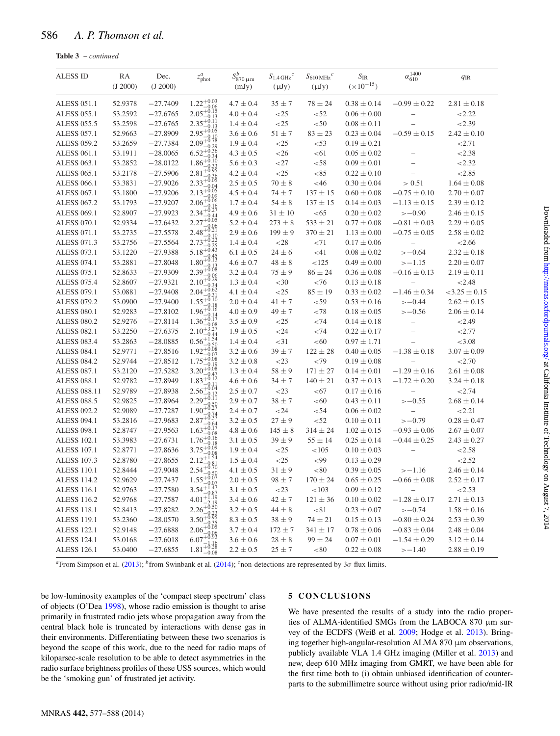**Table 3** – *continued*

| ALESS ID | RA (J 2000) | Dec. (J 2000) | $z_{phot}^{a}$ | $S_{870\,\mu m}^{b}$ (mJy) | $S_{1.4\,GHz}{}^{c}$ (μJy) | $S_{610\,MHz}{}^{c}$ (μJy) | $S_{IR}$ ($\times10^{-15}$) | $\alpha_{610}^{1400}$ | $q_{IR}$ |
|---|---|---|---|---|---|---|---|---|---|
| ALESS 051.1 | 52.9378 | −27.7409 | $1.22^{+0.03}_{-0.06}$ | $4.7 \pm 0.4$ | $35 \pm 7$ | $78 \pm 24$ | $0.38 \pm 0.14$ | $-0.99 \pm 0.22$ | $2.81 \pm 0.18$ |
| ALESS 055.1 | 53.2592 | −27.6765 | $2.05^{+0.15}_{-0.13}$ | $4.0 \pm 0.4$ | <25 | <52 | $0.06 \pm 0.00$ | – | <2.22 |
| ALESS 055.5 | 53.2598 | −27.6765 | $2.35^{+0.11}_{-0.13}$ | $1.4 \pm 0.4$ | <25 | <50 | $0.08 \pm 0.11$ | – | <2.39 |
| ALESS 057.1 | 52.9663 | −27.8909 | $2.95^{+0.05}_{-0.10}$ | $3.6 \pm 0.6$ | $51 \pm 7$ | $83 \pm 23$ | $0.23 \pm 0.04$ | $-0.59 \pm 0.15$ | $2.42 \pm 0.10$ |
| ALESS 059.2 | 53.2659 | −27.7384 | $2.09^{+0.78}_{-0.29}$ | $1.9 \pm 0.4$ | <25 | <53 | $0.19 \pm 0.21$ | – | <2.71 |
| ALESS 061.1 | 53.1911 | −28.0065 | $6.52^{+0.36}_{-0.34}$ | $4.3 \pm 0.5$ | <26 | <61 | $0.05 \pm 0.02$ | – | <2.38 |
| ALESS 063.1 | 53.2852 | −28.0122 | $1.86^{+0.10}_{-0.33}$ | $5.6 \pm 0.3$ | <27 | <58 | $0.09 \pm 0.01$ | – | <2.32 |
| ALESS 065.1 | 53.2178 | −27.5906 | $2.81^{+0.95}_{-0.36}$ | $4.2 \pm 0.4$ | <25 | <85 | $0.22 \pm 0.10$ | – | <2.85 |
| ALESS 066.1 | 53.3831 | −27.9026 | $2.33^{+0.05}_{-0.04}$ | $2.5 \pm 0.5$ | $70 \pm 8$ | <46 | $0.30 \pm 0.04$ | > 0.51 | $1.64 \pm 0.08$ |
| ALESS 067.1 | 53.1800 | −27.9206 | $2.13^{+0.05}_{-0.09}$ | $4.5 \pm 0.4$ | $74 \pm 7$ | $137 \pm 15$ | $0.60 \pm 0.08$ | $-0.75 \pm 0.10$ | $2.70 \pm 0.07$ |
| ALESS 067.2 | 53.1793 | −27.9207 | $2.06^{+0.06}_{-0.16}$ | $1.7 \pm 0.4$ | $54 \pm 8$ | $137 \pm 15$ | $0.14 \pm 0.03$ | $-1.13 \pm 0.15$ | $2.39 \pm 0.12$ |
| ALESS 069.1 | 52.8907 | −27.9923 | $2.34^{+0.27}_{-0.44}$ | $4.9 \pm 0.6$ | $31 \pm 10$ | <65 | $0.20 \pm 0.02$ | >−0.90 | $2.46 \pm 0.15$ |
| ALESS 070.1 | 52.9334 | −27.6432 | $2.27^{+0.05}_{-0.06}$ | $5.2 \pm 0.4$ | $273 \pm 8$ | $533 \pm 21$ | $0.77 \pm 0.08$ | $-0.81 \pm 0.03$ | $2.29 \pm 0.05$ |
| ALESS 071.1 | 53.2735 | −27.5578 | $2.48^{+0.21}_{-0.10}$ | $2.9 \pm 0.6$ | $199 \pm 9$ | $370 \pm 21$ | $1.13 \pm 0.00$ | $-0.75 \pm 0.05$ | $2.58 \pm 0.02$ |
| ALESS 071.3 | 53.2756 | −27.5564 | $2.73^{+0.22}_{-0.25}$ | $1.4 \pm 0.4$ | <28 | <71 | $0.17 \pm 0.06$ | – | <2.66 |
| ALESS 073.1 | 53.1220 | −27.9388 | $5.18^{+0.43}_{-0.45}$ | $6.1 \pm 0.5$ | $24 \pm 6$ | <41 | $0.08 \pm 0.02$ | >−0.64 | $2.32 \pm 0.18$ |
| ALESS 074.1 | 53.2881 | −27.8048 | $1.80^{+0.13}_{-0.13}$ | $4.6 \pm 0.7$ | $48 \pm 8$ | <125 | $0.49 \pm 0.00$ | >−1.15 | $2.20 \pm 0.07$ |
| ALESS 075.1 | 52.8633 | −27.9309 | $2.39^{+0.08}_{-0.06}$ | $3.2 \pm 0.4$ | $75 \pm 9$ | $86 \pm 24$ | $0.36 \pm 0.08$ | $-0.16 \pm 0.13$ | $2.19 \pm 0.11$ |
| ALESS 075.4 | 52.8607 | −27.9321 | $2.10^{+0.29}_{-0.34}$ | $1.3 \pm 0.4$ | <30 | <76 | $0.13 \pm 0.18$ | – | <2.48 |
| ALESS 079.1 | 53.0881 | −27.9408 | $2.04^{+0.62}_{-0.31}$ | $4.1 \pm 0.4$ | <25 | $85 \pm 19$ | $0.33 \pm 0.02$ | $-1.46 \pm 0.34$ | $<3.25 \pm 0.15$ |
| ALESS 079.2 | 53.0900 | −27.9400 | $1.55^{+0.10}_{-0.18}$ | $2.0 \pm 0.4$ | $41 \pm 7$ | <59 | $0.53 \pm 0.16$ | >−0.44 | $2.62 \pm 0.15$ |
| ALESS 080.1 | 52.9283 | −27.8102 | $1.96^{+0.16}_{-0.14}$ | $4.0 \pm 0.9$ | $49 \pm 7$ | <78 | $0.18 \pm 0.05$ | >−0.56 | $2.06 \pm 0.14$ |
| ALESS 080.2 | 52.9276 | −27.8114 | $1.36^{+0.17}_{-0.08}$ | $3.5 \pm 0.9$ | <25 | <74 | $0.14 \pm 0.18$ | – | <2.49 |
| ALESS 082.1 | 53.2250 | −27.6375 | $2.10^{+3.27}_{-0.44}$ | $1.9 \pm 0.5$ | <24 | <74 | $0.22 \pm 0.17$ | – | <2.77 |
| ALESS 083.4 | 53.2863 | −28.0885 | $0.56^{+1.54}_{-0.50}$ | $1.4 \pm 0.4$ | <31 | <60 | $0.97 \pm 1.71$ | – | <3.08 |
| ALESS 084.1 | 52.9771 | −27.8516 | $1.92^{+0.08}_{-0.07}$ | $3.2 \pm 0.6$ | $39 \pm 7$ | $122 \pm 28$ | $0.40 \pm 0.05$ | $-1.38 \pm 0.18$ | $3.07 \pm 0.09$ |
| ALESS 084.2 | 52.9744 | −27.8512 | $1.75^{+0.08}_{-0.19}$ | $3.2 \pm 0.8$ | <23 | <79 | $0.19 \pm 0.08$ | – | <2.70 |
| ALESS 087.1 | 53.2120 | −27.5282 | $3.20^{+0.08}_{-0.47}$ | $1.3 \pm 0.4$ | $58 \pm 9$ | $171 \pm 27$ | $0.14 \pm 0.01$ | $-1.29 \pm 0.16$ | $2.61 \pm 0.08$ |
| ALESS 088.1 | 52.9782 | −27.8949 | $1.83^{+0.12}_{-0.11}$ | $4.6 \pm 0.6$ | $34 \pm 7$ | $140 \pm 21$ | $0.37 \pm 0.13$ | $-1.72 \pm 0.20$ | $3.24 \pm 0.18$ |
| ALESS 088.11 | 52.9789 | −27.8938 | $2.56^{+0.04}_{-0.12}$ | $2.5 \pm 0.7$ | <23 | <67 | $0.17 \pm 0.16$ | – | <2.74 |
| ALESS 088.5 | 52.9825 | −27.8964 | $2.29^{+0.11}_{-0.50}$ | $2.9 \pm 0.7$ | $38 \pm 7$ | <60 | $0.43 \pm 0.11$ | >−0.55 | $2.68 \pm 0.14$ |
| ALESS 092.2 | 52.9089 | −27.7287 | $1.90^{+0.27}_{-0.74}$ | $2.4 \pm 0.7$ | <24 | <54 | $0.06 \pm 0.02$ | – | <2.21 |
| ALESS 094.1 | 53.2816 | −27.9683 | $2.87^{+0.37}_{-0.64}$ | $3.2 \pm 0.5$ | $27 \pm 9$ | <52 | $0.10 \pm 0.11$ | >−0.79 | $0.28 \pm 0.47$ |
| ALESS 098.1 | 52.8747 | −27.9563 | $1.63^{+0.17}_{-0.08}$ | $4.8 \pm 0.6$ | $145 \pm 8$ | $314 \pm 24$ | $1.02 \pm 0.15$ | $-0.93 \pm 0.06$ | $2.67 \pm 0.07$ |
| ALESS 102.1 | 53.3983 | −27.6731 | $1.76^{+0.16}_{-0.18}$ | $3.1 \pm 0.5$ | $39 \pm 9$ | $55 \pm 14$ | $0.25 \pm 0.14$ | $-0.44 \pm 0.25$ | $2.43 \pm 0.27$ |
| ALESS 107.1 | 52.8771 | −27.8636 | $3.75^{+0.09}_{-0.08}$ | $1.9 \pm 0.4$ | <25 | <105 | $0.10 \pm 0.03$ | – | <2.58 |
| ALESS 107.3 | 52.8780 | −27.8655 | $2.12^{+1.54}_{-0.81}$ | $1.5 \pm 0.4$ | <25 | <99 | $0.13 \pm 0.29$ | – | <2.52 |
| ALESS 110.1 | 52.8444 | −27.9048 | $2.54^{+0.70}_{-0.50}$ | $4.1 \pm 0.5$ | $31 \pm 9$ | <80 | $0.39 \pm 0.05$ | >−1.16 | $2.46 \pm 0.14$ |
| ALESS 114.2 | 52.9629 | −27.7437 | $1.55^{+0.07}_{-0.07}$ | $2.0 \pm 0.5$ | $98 \pm 7$ | $170 \pm 24$ | $0.65 \pm 0.25$ | $-0.66 \pm 0.08$ | $2.52 \pm 0.17$ |
| ALESS 116.1 | 52.9763 | −27.7580 | $3.54^{+1.47}_{-0.87}$ | $3.1 \pm 0.5$ | <23 | <103 | $0.09 \pm 0.12$ | – | <2.53 |
| ALESS 116.2 | 52.9768 | −27.7587 | $4.01^{+1.19}_{-2.19}$ | $3.4 \pm 0.6$ | $42 \pm 7$ | $121 \pm 36$ | $0.10 \pm 0.02$ | $-1.28 \pm 0.17$ | $2.71 \pm 0.13$ |
| ALESS 118.1 | 52.8413 | −27.8282 | $2.26^{+0.50}_{-0.23}$ | $3.2 \pm 0.5$ | $44 \pm 8$ | <81 | $0.23 \pm 0.07$ | >−0.74 | $1.58 \pm 0.16$ |
| ALESS 119.1 | 53.2360 | −28.0570 | $3.50^{+0.95}_{-0.35}$ | $8.3 \pm 0.5$ | $38 \pm 9$ | $74 \pm 21$ | $0.15 \pm 0.13$ | $-0.80 \pm 0.24$ | $2.53 \pm 0.39$ |
| ALESS 122.1 | 52.9148 | −27.6888 | $2.06^{+0.05}_{-0.06}$ | $3.7 \pm 0.4$ | $172 \pm 7$ | $341 \pm 17$ | $0.78 \pm 0.06$ | $-0.83 \pm 0.04$ | $2.48 \pm 0.04$ |
| ALESS 124.1 | 53.0168 | −27.6018 | $6.07^{+0.93}_{-1.16}$ | $3.6 \pm 0.6$ | $28 \pm 8$ | $99 \pm 24$ | $0.07 \pm 0.01$ | $-1.54 \pm 0.29$ | $3.12 \pm 0.14$ |
| ALESS 126.1 | 53.0400 | −27.6855 | $1.81^{+0.28}_{-0.08}$ | $2.2 \pm 0.5$ | $25 \pm 7$ | <80 | $0.22 \pm 0.08$ | >−1.40 | $2.88 \pm 0.19$ |

[a]From Simpson et al. (2013); [b]from Swinbank et al. (2014); [c]non-detections are represented by 3σ flux limits.

be low-luminosity examples of the 'compact steep spectrum' class of objects (O'Dea 1998), whose radio emission is thought to arise primarily in frustrated radio jets whose propagation away from the central black hole is truncated by interactions with dense gas in their environments. Differentiating between these two scenarios is beyond the scope of this work, due to the need for radio maps of kiloparsec-scale resolution to be able to detect asymmetries in the radio surface brightness profiles of these USS sources, which would be the 'smoking gun' of frustrated jet activity.

## 5 CONCLUSIONS

We have presented the results of a study into the radio properties of ALMA-identified SMGs from the LABOCA 870 μm survey of the ECDFS (Weiß et al. 2009; Hodge et al. 2013). Bringing together high-angular-resolution ALMA 870 μm observations, publicly available VLA 1.4 GHz imaging (Miller et al. 2013) and new, deep 610 MHz imaging from GMRT, we have been able for the first time both to (i) obtain unbiased identification of counterparts to the submillimetre source without using prior radio/mid-IR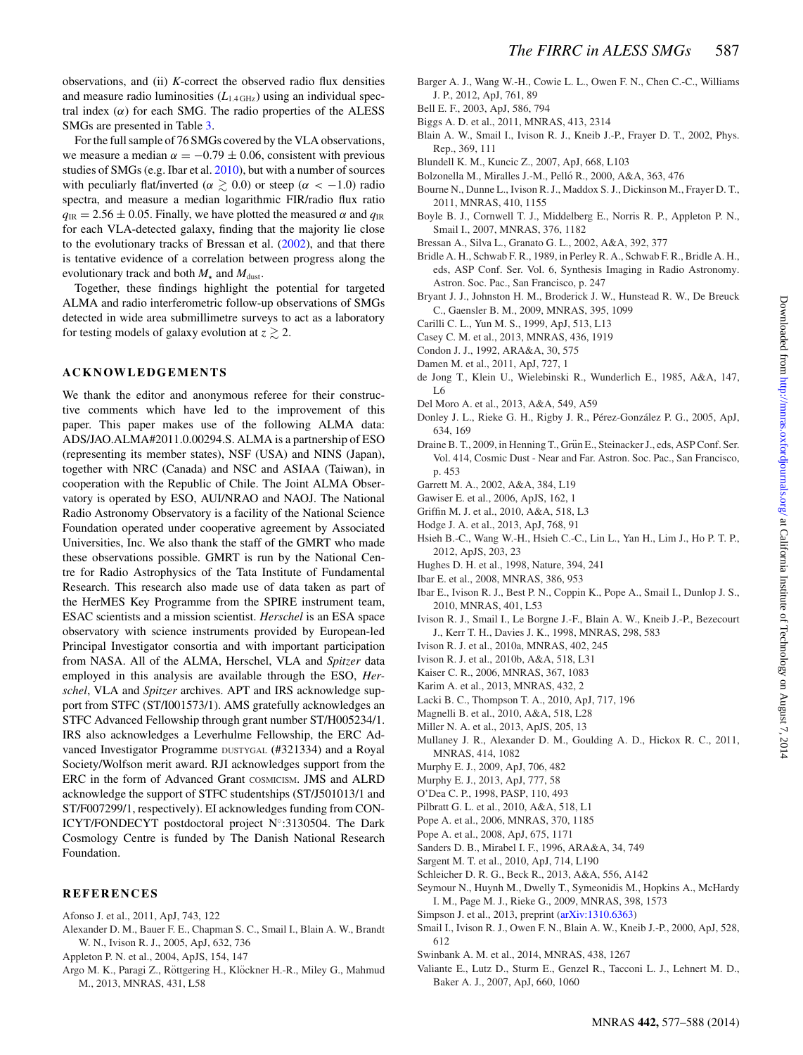observations, and (ii) $K$-correct the observed radio flux densities and measure radio luminosities ($L_{1.4\,\mathrm{GHz}}$) using an individual spectral index ($\alpha$) for each SMG. The radio properties of the ALESS SMGs are presented in Table 3.

For the full sample of 76 SMGs covered by the VLA observations, we measure a median $\alpha = -0.79 \pm 0.06$, consistent with previous studies of SMGs (e.g. Ibar et al. 2010), but with a number of sources with peculiarly flat/inverted ($\alpha \gtrsim 0.0$) or steep ($\alpha < -1.0$) radio spectra, and measure a median logarithmic FIR/radio flux ratio $q_{\mathrm{IR}} = 2.56 \pm 0.05$. Finally, we have plotted the measured $\alpha$ and $q_{\mathrm{IR}}$ for each VLA-detected galaxy, finding that the majority lie close to the evolutionary tracks of Bressan et al. (2002), and that there is tentative evidence of a correlation between progress along the evolutionary track and both $M_\star$ and $M_{\mathrm{dust}}$.

Together, these findings highlight the potential for targeted ALMA and radio interferometric follow-up observations of SMGs detected in wide area submillimetre surveys to act as a laboratory for testing models of galaxy evolution at $z \gtrsim 2$.

## ACKNOWLEDGEMENTS

We thank the editor and anonymous referee for their constructive comments which have led to the improvement of this paper. This paper makes use of the following ALMA data: ADS/JAO.ALMA#2011.0.00294.S. ALMA is a partnership of ESO (representing its member states), NSF (USA) and NINS (Japan), together with NRC (Canada) and NSC and ASIAA (Taiwan), in cooperation with the Republic of Chile. The Joint ALMA Observatory is operated by ESO, AUI/NRAO and NAOJ. The National Radio Astronomy Observatory is a facility of the National Science Foundation operated under cooperative agreement by Associated Universities, Inc. We also thank the staff of the GMRT who made these observations possible. GMRT is run by the National Centre for Radio Astrophysics of the Tata Institute of Fundamental Research. This research also made use of data taken as part of the HerMES Key Programme from the SPIRE instrument team, ESAC scientists and a mission scientist. *Herschel* is an ESA space observatory with science instruments provided by European-led Principal Investigator consortia and with important participation from NASA. All of the ALMA, Herschel, VLA and *Spitzer* data employed in this analysis are available through the ESO, *Herschel*, VLA and *Spitzer* archives. APT and IRS acknowledge support from STFC (ST/I001573/1). AMS gratefully acknowledges an STFC Advanced Fellowship through grant number ST/H005234/1. IRS also acknowledges a Leverhulme Fellowship, the ERC Advanced Investigator Programme DUSTYGAL (#321334) and a Royal Society/Wolfson merit award. RJI acknowledges support from the ERC in the form of Advanced Grant COSMICISM. JMS and ALRD acknowledge the support of STFC studentships (ST/J501013/1 and ST/F007299/1, respectively). EI acknowledges funding from CONICYT/FONDECYT postdoctoral project N°:3130504. The Dark Cosmology Centre is funded by The Danish National Research Foundation.

## REFERENCES

Afonso J. et al., 2011, ApJ, 743, 122

Alexander D. M., Bauer F. E., Chapman S. C., Smail I., Blain A. W., Brandt W. N., Ivison R. J., 2005, ApJ, 632, 736

Appleton P. N. et al., 2004, ApJS, 154, 147

Argo M. K., Paragi Z., Röttgering H., Klöckner H.-R., Miley G., Mahmud M., 2013, MNRAS, 431, L58

Barger A. J., Wang W.-H., Cowie L. L., Owen F. N., Chen C.-C., Williams J. P., 2012, ApJ, 761, 89

Bell E. F., 2003, ApJ, 586, 794

Biggs A. D. et al., 2011, MNRAS, 413, 2314

Blain A. W., Smail I., Ivison R. J., Kneib J.-P., Frayer D. T., 2002, Phys. Rep., 369, 111

Blundell K. M., Kuncic Z., 2007, ApJ, 668, L103

Bolzonella M., Miralles J.-M., Pelló R., 2000, A&A, 363, 476

Bourne N., Dunne L., Ivison R. J., Maddox S. J., Dickinson M., Frayer D. T., 2011, MNRAS, 410, 1155

Boyle B. J., Cornwell T. J., Middelberg E., Norris R. P., Appleton P. N., Smail I., 2007, MNRAS, 376, 1182

Bressan A., Silva L., Granato G. L., 2002, A&A, 392, 377

Bridle A. H., Schwab F. R., 1989, in Perley R. A., Schwab F. R., Bridle A. H., eds, ASP Conf. Ser. Vol. 6, Synthesis Imaging in Radio Astronomy. Astron. Soc. Pac., San Francisco, p. 247

Bryant J. J., Johnston H. M., Broderick J. W., Hunstead R. W., De Breuck C., Gaensler B. M., 2009, MNRAS, 395, 1099

Carilli C. L., Yun M. S., 1999, ApJ, 513, L13

Casey C. M. et al., 2013, MNRAS, 436, 1919

Condon J. J., 1992, ARA&A, 30, 575

Damen M. et al., 2011, ApJ, 727, 1

de Jong T., Klein U., Wielebinski R., Wunderlich E., 1985, A&A, 147, L6

Del Moro A. et al., 2013, A&A, 549, A59

Donley J. L., Rieke G. H., Rigby J. R., Pérez-González P. G., 2005, ApJ, 634, 169

Draine B. T., 2009, in Henning T., Grün E., Steinacker J., eds, ASP Conf. Ser. Vol. 414, Cosmic Dust - Near and Far. Astron. Soc. Pac., San Francisco, p. 453

Garrett M. A., 2002, A&A, 384, L19

Gawiser E. et al., 2006, ApJS, 162, 1

Griffin M. J. et al., 2010, A&A, 518, L3

Hodge J. A. et al., 2013, ApJ, 768, 91

Hsieh B.-C., Wang W.-H., Hsieh C.-C., Lin L., Yan H., Lim J., Ho P. T. P., 2012, ApJS, 203, 23

Hughes D. H. et al., 1998, Nature, 394, 241

Ibar E. et al., 2008, MNRAS, 386, 953

Ibar E., Ivison R. J., Best P. N., Coppin K., Pope A., Smail I., Dunlop J. S., 2010, MNRAS, 401, L53

Ivison R. J., Smail I., Le Borgne J.-F., Blain A. W., Kneib J.-P., Bezecourt J., Kerr T. H., Davies J. K., 1998, MNRAS, 298, 583

Ivison R. J. et al., 2010a, MNRAS, 402, 245

Ivison R. J. et al., 2010b, A&A, 518, L31

Kaiser C. R., 2006, MNRAS, 367, 1083

Karim A. et al., 2013, MNRAS, 432, 2

Lacki B. C., Thompson T. A., 2010, ApJ, 717, 196

Magnelli B. et al., 2010, A&A, 518, L28

Miller N. A. et al., 2013, ApJS, 205, 13

Mullaney J. R., Alexander D. M., Goulding A. D., Hickox R. C., 2011, MNRAS, 414, 1082

Murphy E. J., 2009, ApJ, 706, 482

Murphy E. J., 2013, ApJ, 777, 58

O'Dea C. P., 1998, PASP, 110, 493

Pilbratt G. L. et al., 2010, A&A, 518, L1

Pope A. et al., 2006, MNRAS, 370, 1185

Pope A. et al., 2008, ApJ, 675, 1171

Sanders D. B., Mirabel I. F., 1996, ARA&A, 34, 749

Sargent M. T. et al., 2010, ApJ, 714, L190

Schleicher D. R. G., Beck R., 2013, A&A, 556, A142

Seymour N., Huynh M., Dwelly T., Symeonidis M., Hopkins A., McHardy I. M., Page M. J., Rieke G., 2009, MNRAS, 398, 1573

Simpson J. et al., 2013, preprint (arXiv:1310.6363)

Smail I., Ivison R. J., Owen F. N., Blain A. W., Kneib J.-P., 2000, ApJ, 528, 612

Swinbank A. M. et al., 2014, MNRAS, 438, 1267

Valiante E., Lutz D., Sturm E., Genzel R., Tacconi L. J., Lehnert M. D., Baker A. J., 2007, ApJ, 660, 1060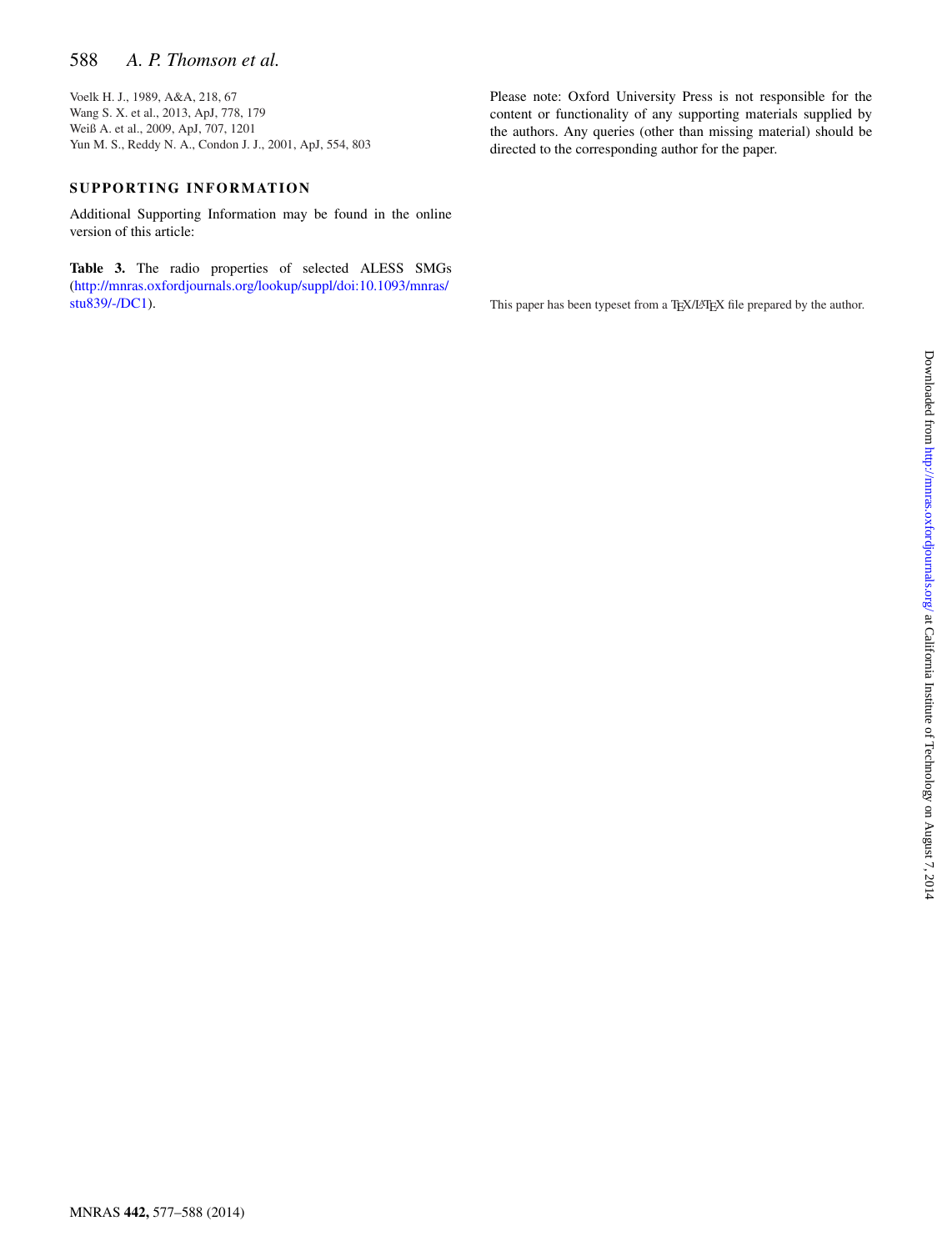Voelk H. J., 1989, A&A, 218, 67
Wang S. X. et al., 2013, ApJ, 778, 179
Weiß A. et al., 2009, ApJ, 707, 1201
Yun M. S., Reddy N. A., Condon J. J., 2001, ApJ, 554, 803

## SUPPORTING INFORMATION

Additional Supporting Information may be found in the online version of this article:

**Table 3.** The radio properties of selected ALESS SMGs (http://mnras.oxfordjournals.org/lookup/suppl/doi:10.1093/mnras/stu839/-/DC1).

Please note: Oxford University Press is not responsible for the content or functionality of any supporting materials supplied by the authors. Any queries (other than missing material) should be directed to the corresponding author for the paper.

This paper has been typeset from a TEX/LATEX file prepared by the author.